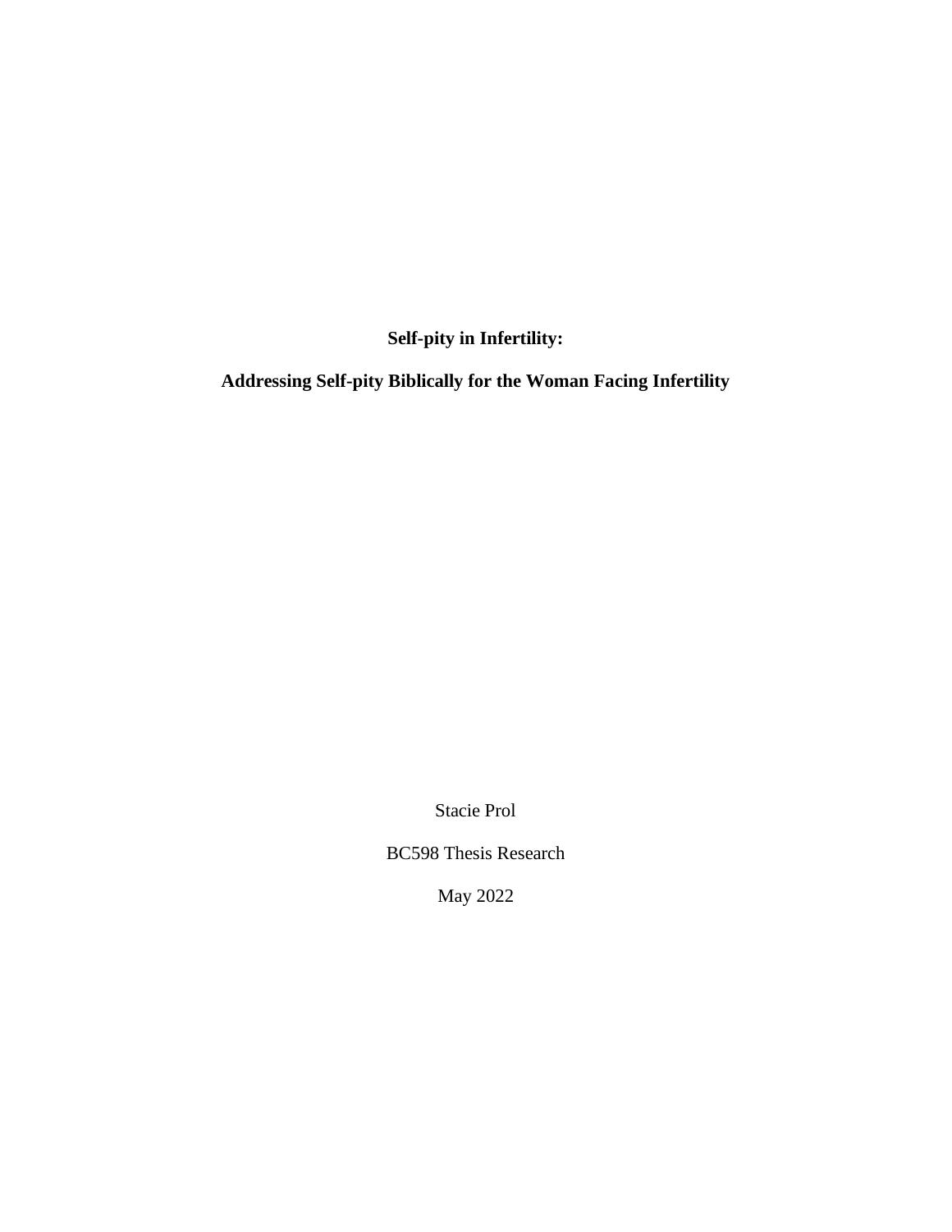# Self-pity in Infertility:

## Addressing Self-pity Biblically for the Woman Facing Infertility

Stacie Prol

BC598 Thesis Research

May 2022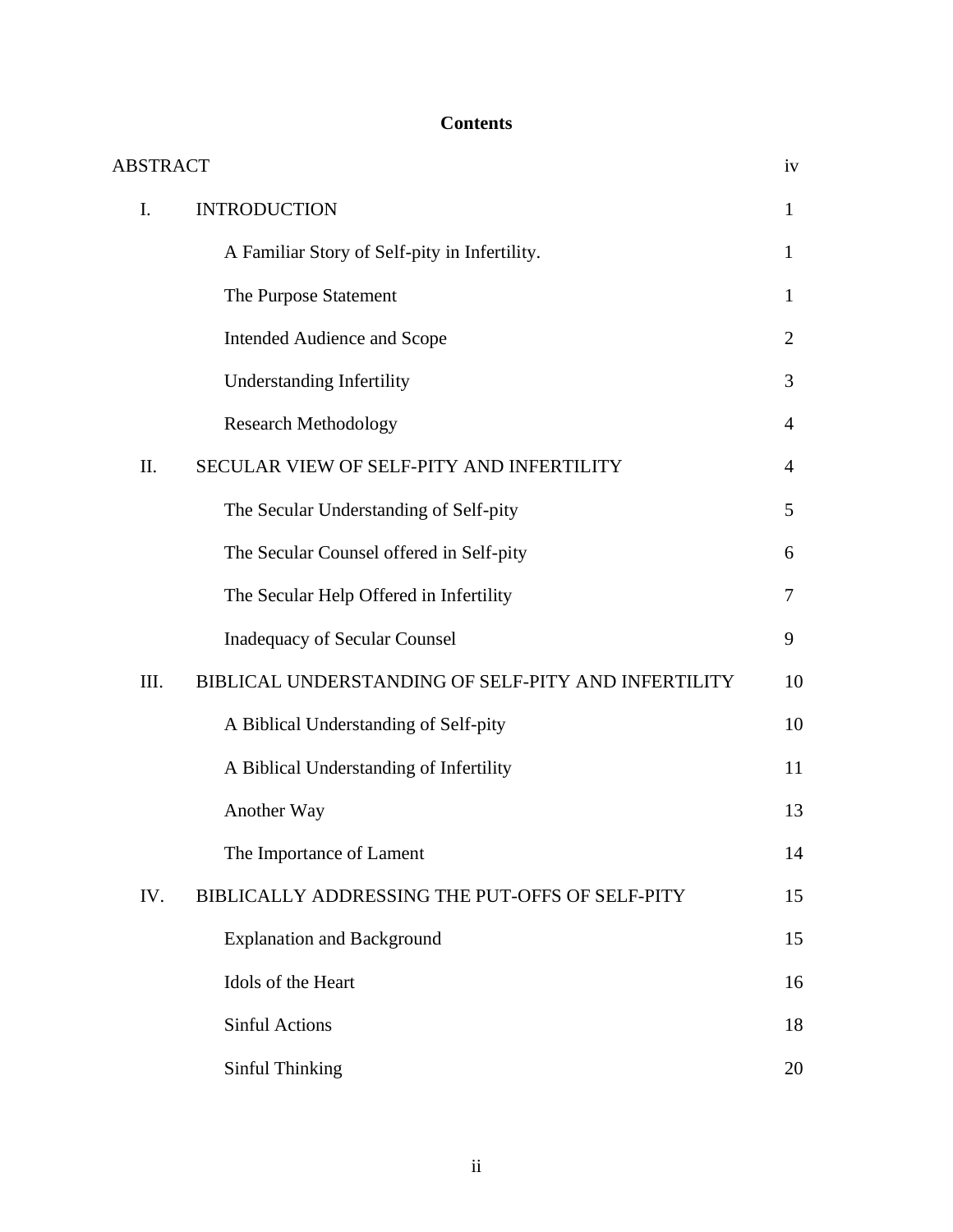## Contents

| | | |
|---|---|---|
| ABSTRACT | | iv |
| I. | INTRODUCTION | 1 |
| | A Familiar Story of Self-pity in Infertility. | 1 |
| | The Purpose Statement | 1 |
| | Intended Audience and Scope | 2 |
| | Understanding Infertility | 3 |
| | Research Methodology | 4 |
| II. | SECULAR VIEW OF SELF-PITY AND INFERTILITY | 4 |
| | The Secular Understanding of Self-pity | 5 |
| | The Secular Counsel offered in Self-pity | 6 |
| | The Secular Help Offered in Infertility | 7 |
| | Inadequacy of Secular Counsel | 9 |
| III. | BIBLICAL UNDERSTANDING OF SELF-PITY AND INFERTILITY | 10 |
| | A Biblical Understanding of Self-pity | 10 |
| | A Biblical Understanding of Infertility | 11 |
| | Another Way | 13 |
| | The Importance of Lament | 14 |
| IV. | BIBLICALLY ADDRESSING THE PUT-OFFS OF SELF-PITY | 15 |
| | Explanation and Background | 15 |
| | Idols of the Heart | 16 |
| | Sinful Actions | 18 |
| | Sinful Thinking | 20 |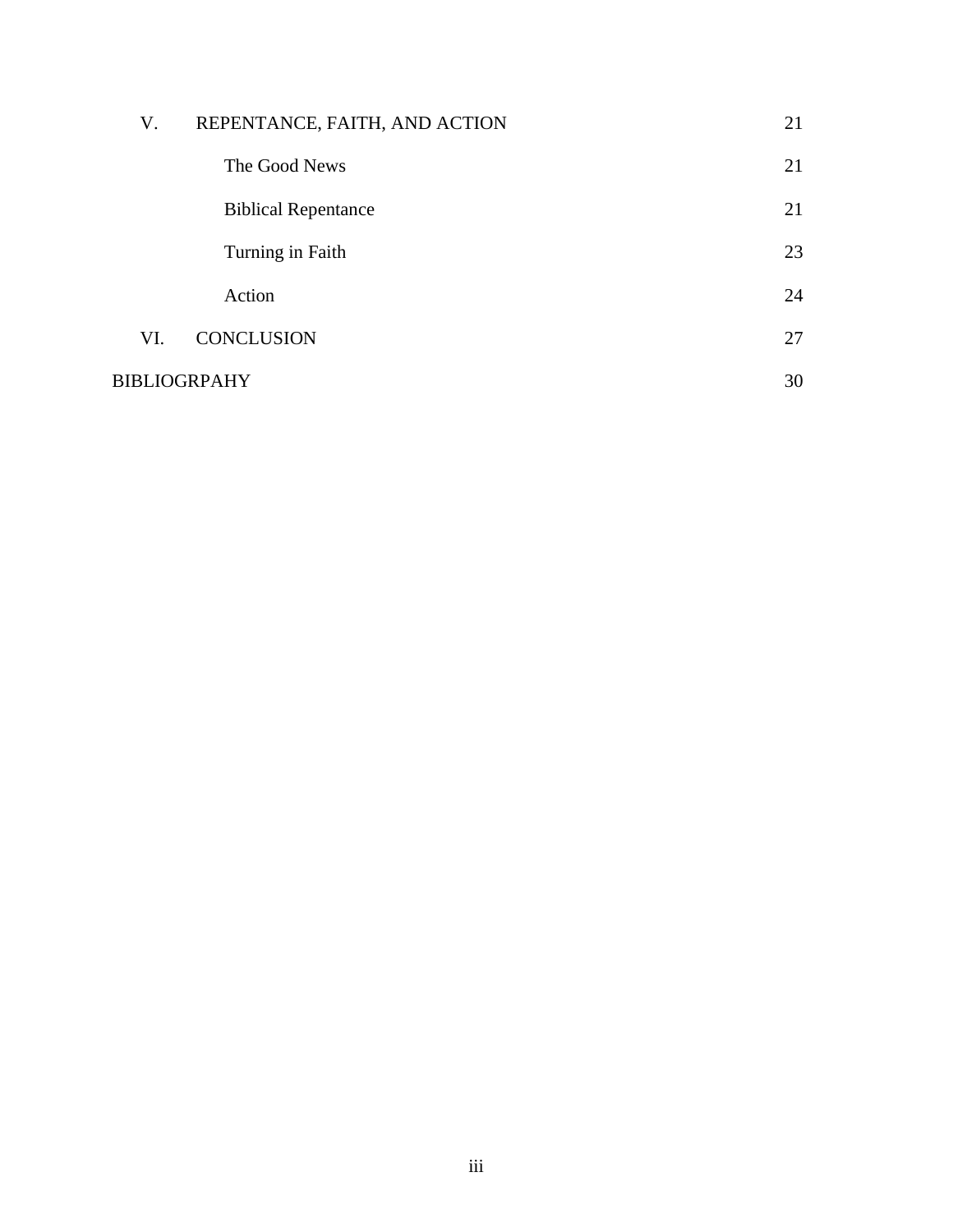| | | |
|---|---|---|
| V. | REPENTANCE, FAITH, AND ACTION | 21 |
| | The Good News | 21 |
| | Biblical Repentance | 21 |
| | Turning in Faith | 23 |
| | Action | 24 |
| VI. | CONCLUSION | 27 |
| BIBLIOGRPAHY | | 30 |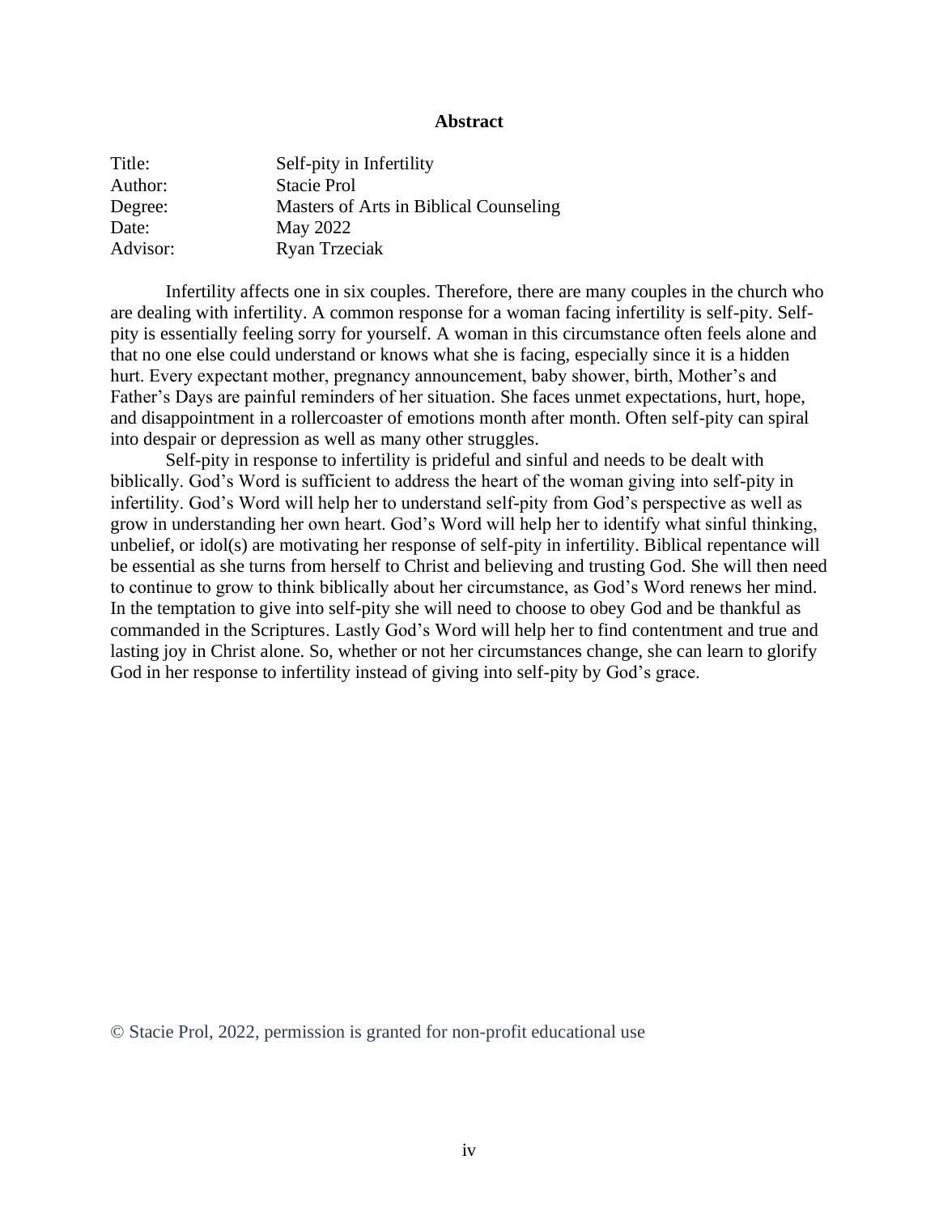# Abstract

| | |
|---|---|
| Title: | Self-pity in Infertility |
| Author: | Stacie Prol |
| Degree: | Masters of Arts in Biblical Counseling |
| Date: | May 2022 |
| Advisor: | Ryan Trzeciak |

Infertility affects one in six couples. Therefore, there are many couples in the church who are dealing with infertility. A common response for a woman facing infertility is self-pity. Self-pity is essentially feeling sorry for yourself. A woman in this circumstance often feels alone and that no one else could understand or knows what she is facing, especially since it is a hidden hurt. Every expectant mother, pregnancy announcement, baby shower, birth, Mother's and Father's Days are painful reminders of her situation. She faces unmet expectations, hurt, hope, and disappointment in a rollercoaster of emotions month after month. Often self-pity can spiral into despair or depression as well as many other struggles.

Self-pity in response to infertility is prideful and sinful and needs to be dealt with biblically. God's Word is sufficient to address the heart of the woman giving into self-pity in infertility. God's Word will help her to understand self-pity from God's perspective as well as grow in understanding her own heart. God's Word will help her to identify what sinful thinking, unbelief, or idol(s) are motivating her response of self-pity in infertility. Biblical repentance will be essential as she turns from herself to Christ and believing and trusting God. She will then need to continue to grow to think biblically about her circumstance, as God's Word renews her mind. In the temptation to give into self-pity she will need to choose to obey God and be thankful as commanded in the Scriptures. Lastly God's Word will help her to find contentment and true and lasting joy in Christ alone. So, whether or not her circumstances change, she can learn to glorify God in her response to infertility instead of giving into self-pity by God's grace.

© Stacie Prol, 2022, permission is granted for non-profit educational use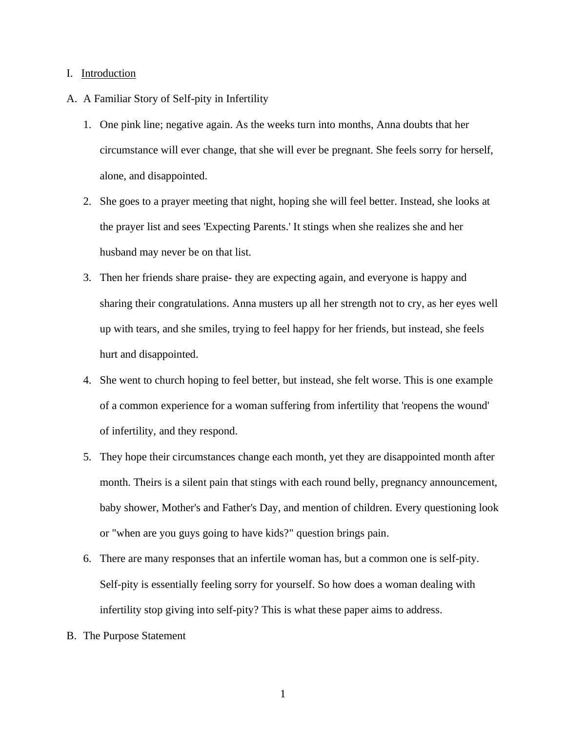I. <u>Introduction</u>

A. A Familiar Story of Self-pity in Infertility

1. One pink line; negative again. As the weeks turn into months, Anna doubts that her circumstance will ever change, that she will ever be pregnant. She feels sorry for herself, alone, and disappointed.
2. She goes to a prayer meeting that night, hoping she will feel better. Instead, she looks at the prayer list and sees 'Expecting Parents.' It stings when she realizes she and her husband may never be on that list.
3. Then her friends share praise- they are expecting again, and everyone is happy and sharing their congratulations. Anna musters up all her strength not to cry, as her eyes well up with tears, and she smiles, trying to feel happy for her friends, but instead, she feels hurt and disappointed.
4. She went to church hoping to feel better, but instead, she felt worse. This is one example of a common experience for a woman suffering from infertility that 'reopens the wound' of infertility, and they respond.
5. They hope their circumstances change each month, yet they are disappointed month after month. Theirs is a silent pain that stings with each round belly, pregnancy announcement, baby shower, Mother's and Father's Day, and mention of children. Every questioning look or "when are you guys going to have kids?" question brings pain.
6. There are many responses that an infertile woman has, but a common one is self-pity. Self-pity is essentially feeling sorry for yourself. So how does a woman dealing with infertility stop giving into self-pity? This is what these paper aims to address.

B. The Purpose Statement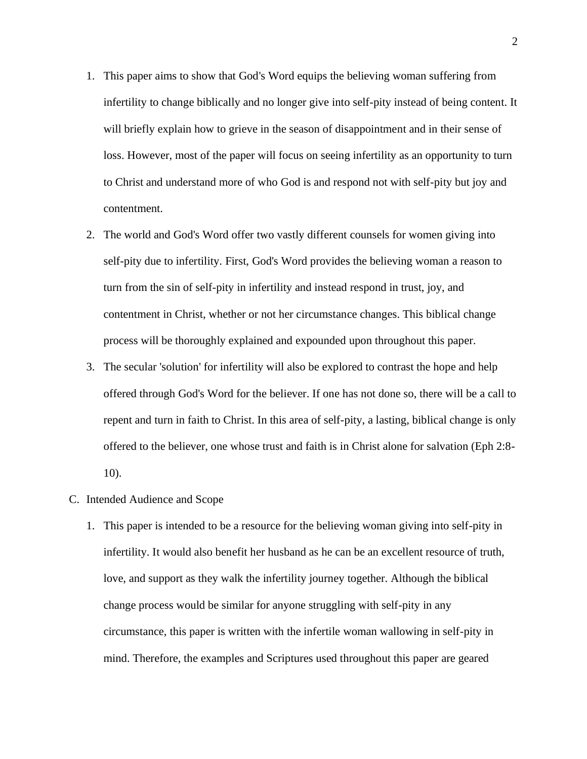1. This paper aims to show that God's Word equips the believing woman suffering from infertility to change biblically and no longer give into self-pity instead of being content. It will briefly explain how to grieve in the season of disappointment and in their sense of loss. However, most of the paper will focus on seeing infertility as an opportunity to turn to Christ and understand more of who God is and respond not with self-pity but joy and contentment.
2. The world and God's Word offer two vastly different counsels for women giving into self-pity due to infertility. First, God's Word provides the believing woman a reason to turn from the sin of self-pity in infertility and instead respond in trust, joy, and contentment in Christ, whether or not her circumstance changes. This biblical change process will be thoroughly explained and expounded upon throughout this paper.
3. The secular 'solution' for infertility will also be explored to contrast the hope and help offered through God's Word for the believer. If one has not done so, there will be a call to repent and turn in faith to Christ. In this area of self-pity, a lasting, biblical change is only offered to the believer, one whose trust and faith is in Christ alone for salvation (Eph 2:8-10).

C. Intended Audience and Scope

1. This paper is intended to be a resource for the believing woman giving into self-pity in infertility. It would also benefit her husband as he can be an excellent resource of truth, love, and support as they walk the infertility journey together. Although the biblical change process would be similar for anyone struggling with self-pity in any circumstance, this paper is written with the infertile woman wallowing in self-pity in mind. Therefore, the examples and Scriptures used throughout this paper are geared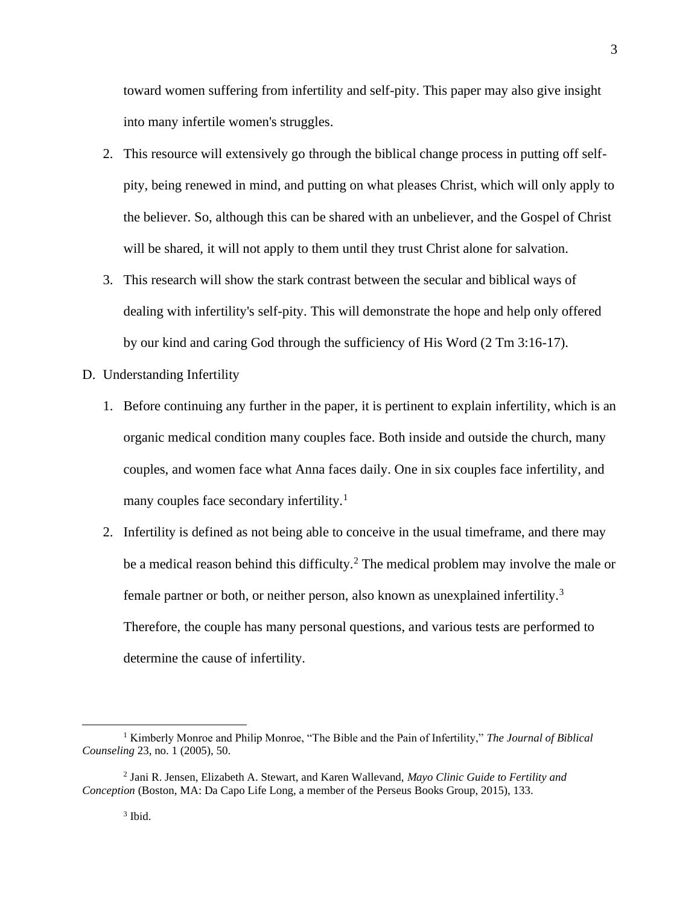toward women suffering from infertility and self-pity. This paper may also give insight into many infertile women's struggles.

2. This resource will extensively go through the biblical change process in putting off self-pity, being renewed in mind, and putting on what pleases Christ, which will only apply to the believer. So, although this can be shared with an unbeliever, and the Gospel of Christ will be shared, it will not apply to them until they trust Christ alone for salvation.
3. This research will show the stark contrast between the secular and biblical ways of dealing with infertility's self-pity. This will demonstrate the hope and help only offered by our kind and caring God through the sufficiency of His Word (2 Tm 3:16-17).

D. Understanding Infertility

1. Before continuing any further in the paper, it is pertinent to explain infertility, which is an organic medical condition many couples face. Both inside and outside the church, many couples, and women face what Anna faces daily. One in six couples face infertility, and many couples face secondary infertility.[1]
2. Infertility is defined as not being able to conceive in the usual timeframe, and there may be a medical reason behind this difficulty.[2] The medical problem may involve the male or female partner or both, or neither person, also known as unexplained infertility.[3] Therefore, the couple has many personal questions, and various tests are performed to determine the cause of infertility.

---

[1] Kimberly Monroe and Philip Monroe, "The Bible and the Pain of Infertility," *The Journal of Biblical Counseling* 23, no. 1 (2005), 50.

[2] Jani R. Jensen, Elizabeth A. Stewart, and Karen Wallevand, *Mayo Clinic Guide to Fertility and Conception* (Boston, MA: Da Capo Life Long, a member of the Perseus Books Group, 2015), 133.

[3] Ibid.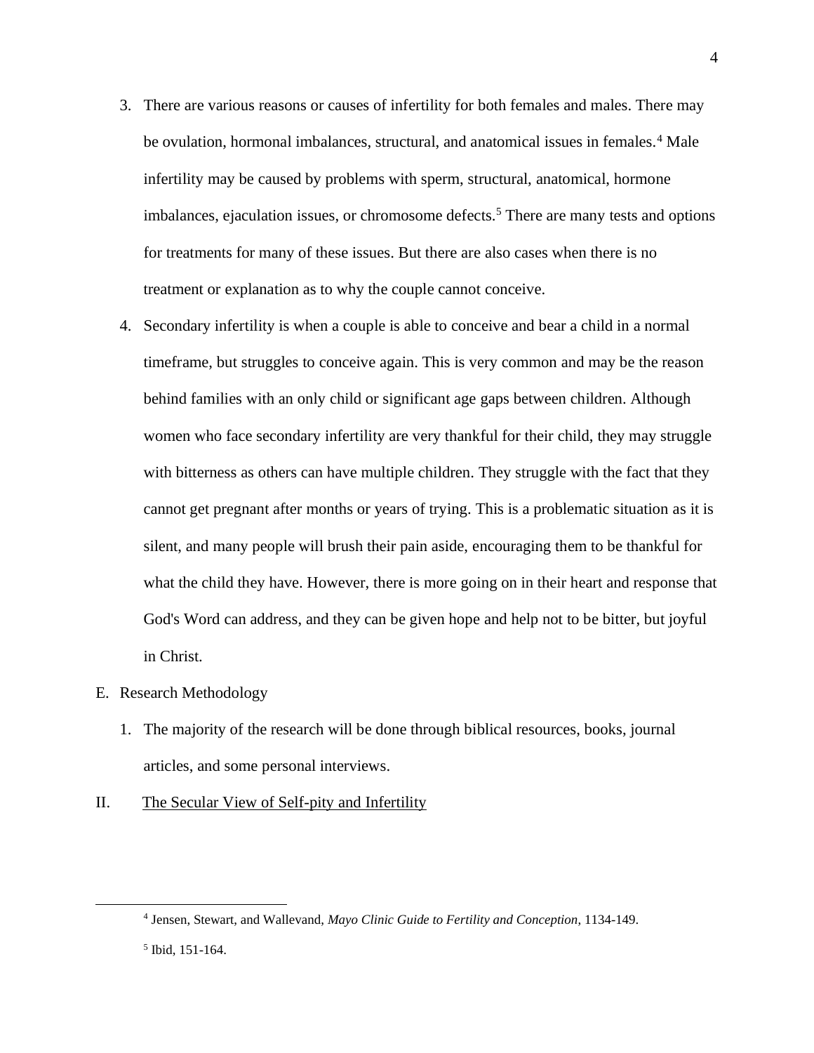3. There are various reasons or causes of infertility for both females and males. There may be ovulation, hormonal imbalances, structural, and anatomical issues in females.[4] Male infertility may be caused by problems with sperm, structural, anatomical, hormone imbalances, ejaculation issues, or chromosome defects.[5] There are many tests and options for treatments for many of these issues. But there are also cases when there is no treatment or explanation as to why the couple cannot conceive.

4. Secondary infertility is when a couple is able to conceive and bear a child in a normal timeframe, but struggles to conceive again. This is very common and may be the reason behind families with an only child or significant age gaps between children. Although women who face secondary infertility are very thankful for their child, they may struggle with bitterness as others can have multiple children. They struggle with the fact that they cannot get pregnant after months or years of trying. This is a problematic situation as it is silent, and many people will brush their pain aside, encouraging them to be thankful for what the child they have. However, there is more going on in their heart and response that God's Word can address, and they can be given hope and help not to be bitter, but joyful in Christ.

E. Research Methodology

1. The majority of the research will be done through biblical resources, books, journal articles, and some personal interviews.

II. <u>The Secular View of Self-pity and Infertility</u>

---

[4] Jensen, Stewart, and Wallevand, *Mayo Clinic Guide to Fertility and Conception*, 1134-149.

[5] Ibid, 151-164.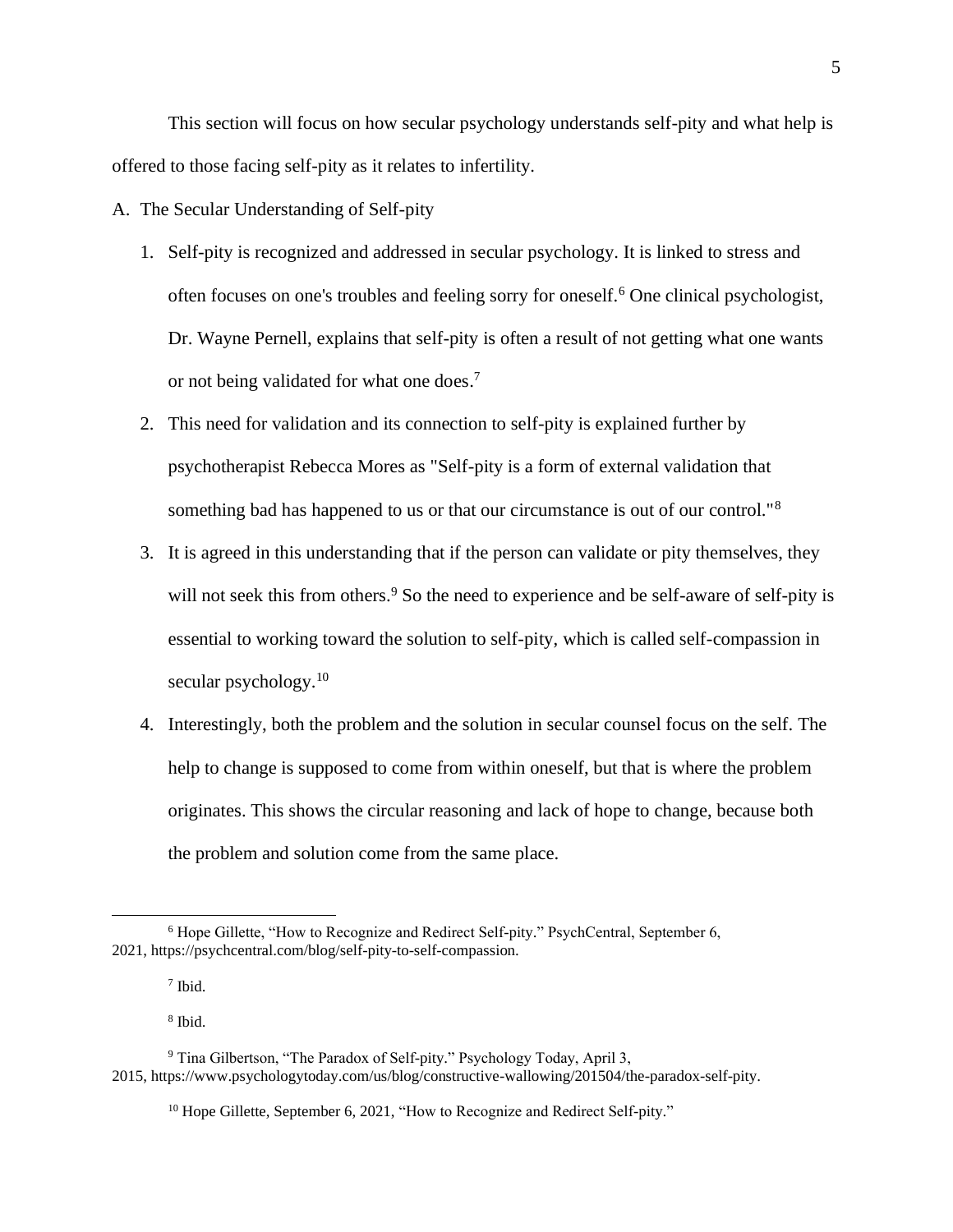This section will focus on how secular psychology understands self-pity and what help is offered to those facing self-pity as it relates to infertility.

A. The Secular Understanding of Self-pity

1. Self-pity is recognized and addressed in secular psychology. It is linked to stress and often focuses on one's troubles and feeling sorry for oneself.[6] One clinical psychologist, Dr. Wayne Pernell, explains that self-pity is often a result of not getting what one wants or not being validated for what one does.[7]
2. This need for validation and its connection to self-pity is explained further by psychotherapist Rebecca Mores as "Self-pity is a form of external validation that something bad has happened to us or that our circumstance is out of our control."[8]
3. It is agreed in this understanding that if the person can validate or pity themselves, they will not seek this from others.[9] So the need to experience and be self-aware of self-pity is essential to working toward the solution to self-pity, which is called self-compassion in secular psychology.[10]
4. Interestingly, both the problem and the solution in secular counsel focus on the self. The help to change is supposed to come from within oneself, but that is where the problem originates. This shows the circular reasoning and lack of hope to change, because both the problem and solution come from the same place.

---

[6] Hope Gillette, "How to Recognize and Redirect Self-pity." PsychCentral, September 6, 2021, https://psychcentral.com/blog/self-pity-to-self-compassion.

[7] Ibid.

[8] Ibid.

[9] Tina Gilbertson, "The Paradox of Self-pity." Psychology Today, April 3, 2015, https://www.psychologytoday.com/us/blog/constructive-wallowing/201504/the-paradox-self-pity.

[10] Hope Gillette, September 6, 2021, "How to Recognize and Redirect Self-pity."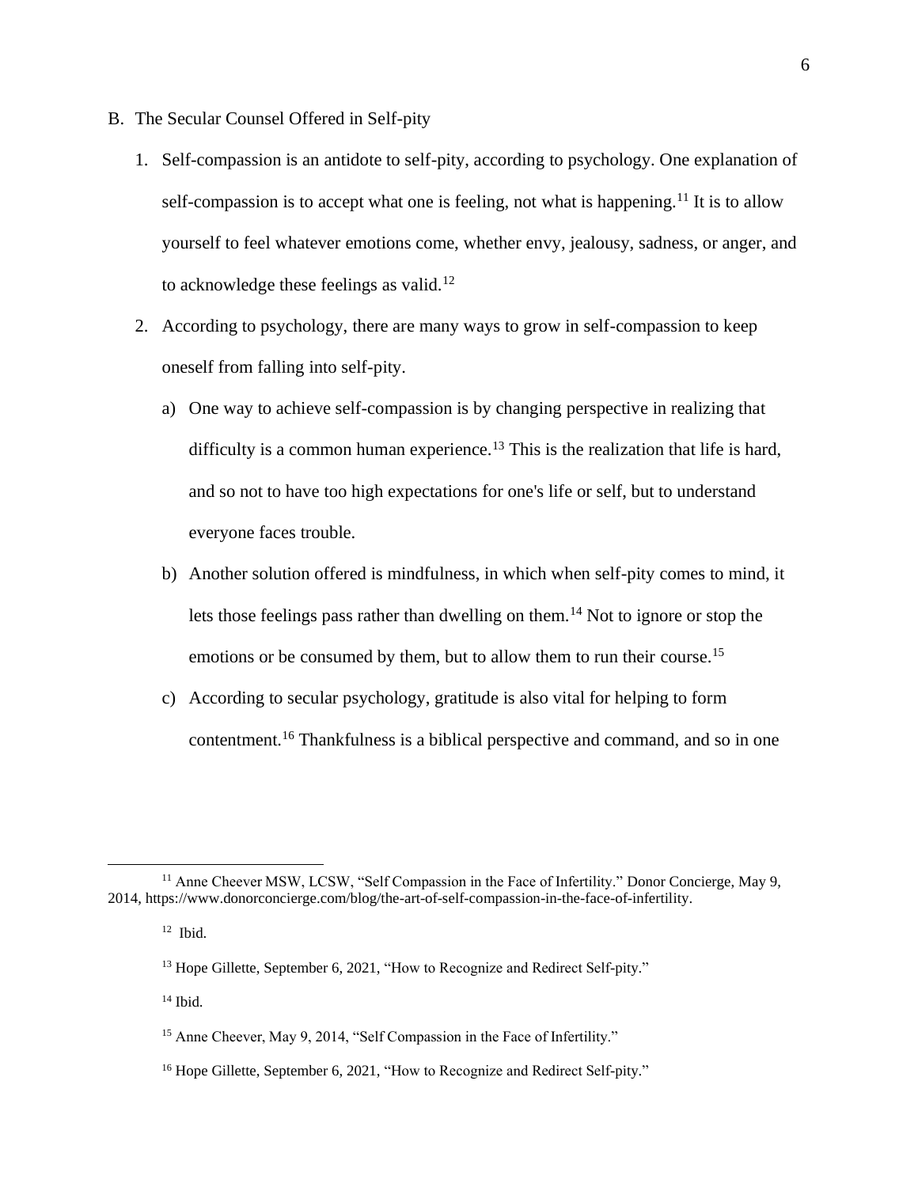B. The Secular Counsel Offered in Self-pity

1. Self-compassion is an antidote to self-pity, according to psychology. One explanation of self-compassion is to accept what one is feeling, not what is happening.[11] It is to allow yourself to feel whatever emotions come, whether envy, jealousy, sadness, or anger, and to acknowledge these feelings as valid.[12]

2. According to psychology, there are many ways to grow in self-compassion to keep oneself from falling into self-pity.

   a) One way to achieve self-compassion is by changing perspective in realizing that difficulty is a common human experience.[13] This is the realization that life is hard, and so not to have too high expectations for one's life or self, but to understand everyone faces trouble.

   b) Another solution offered is mindfulness, in which when self-pity comes to mind, it lets those feelings pass rather than dwelling on them.[14] Not to ignore or stop the emotions or be consumed by them, but to allow them to run their course.[15]

   c) According to secular psychology, gratitude is also vital for helping to form contentment.[16] Thankfulness is a biblical perspective and command, and so in one

---

[11] Anne Cheever MSW, LCSW, "Self Compassion in the Face of Infertility." Donor Concierge, May 9, 2014, https://www.donorconcierge.com/blog/the-art-of-self-compassion-in-the-face-of-infertility.

[12] Ibid.

[13] Hope Gillette, September 6, 2021, "How to Recognize and Redirect Self-pity."

[14] Ibid.

[15] Anne Cheever, May 9, 2014, "Self Compassion in the Face of Infertility."

[16] Hope Gillette, September 6, 2021, "How to Recognize and Redirect Self-pity."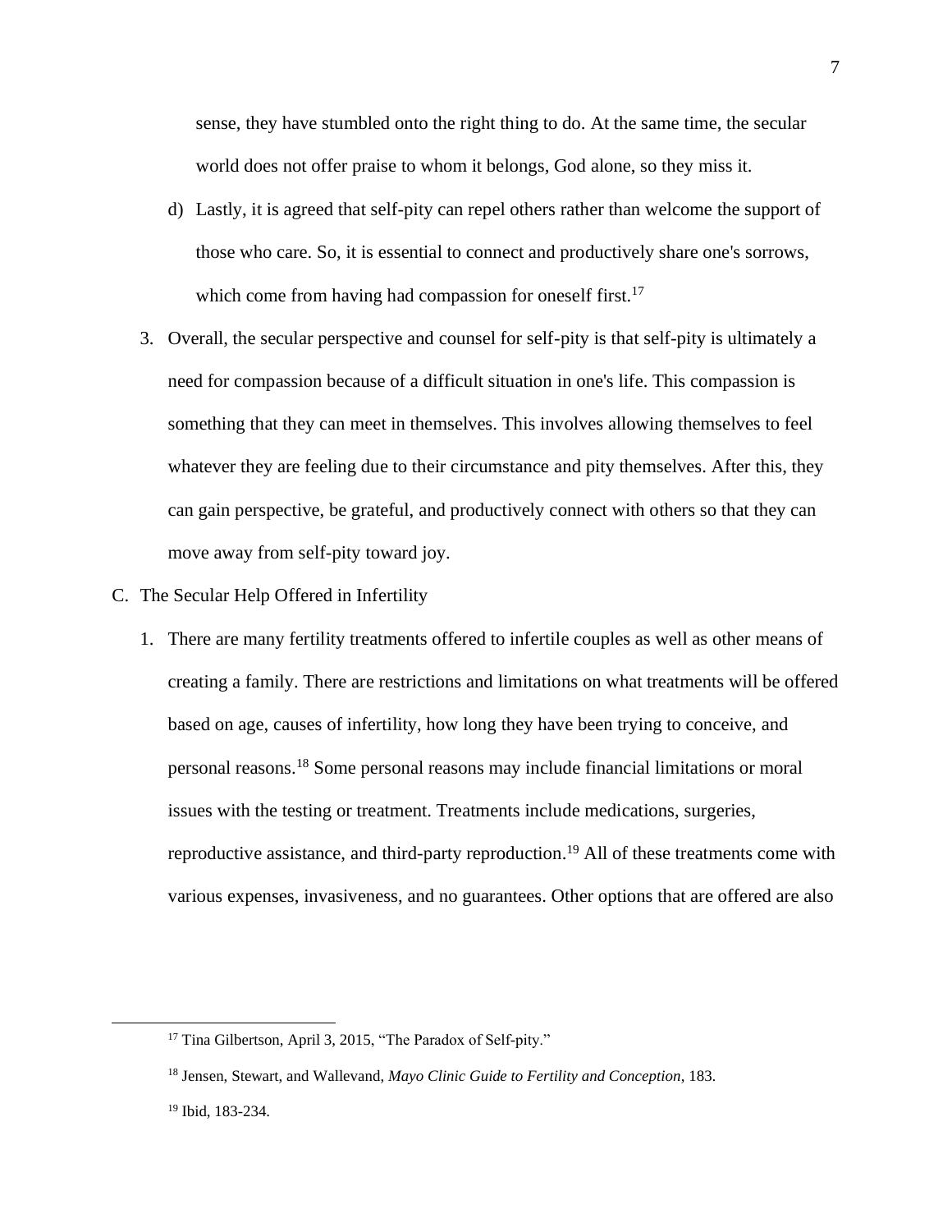sense, they have stumbled onto the right thing to do. At the same time, the secular world does not offer praise to whom it belongs, God alone, so they miss it.

   d) Lastly, it is agreed that self-pity can repel others rather than welcome the support of those who care. So, it is essential to connect and productively share one's sorrows, which come from having had compassion for oneself first.[17]

3. Overall, the secular perspective and counsel for self-pity is that self-pity is ultimately a need for compassion because of a difficult situation in one's life. This compassion is something that they can meet in themselves. This involves allowing themselves to feel whatever they are feeling due to their circumstance and pity themselves. After this, they can gain perspective, be grateful, and productively connect with others so that they can move away from self-pity toward joy.

C. The Secular Help Offered in Infertility

1. There are many fertility treatments offered to infertile couples as well as other means of creating a family. There are restrictions and limitations on what treatments will be offered based on age, causes of infertility, how long they have been trying to conceive, and personal reasons.[18] Some personal reasons may include financial limitations or moral issues with the testing or treatment. Treatments include medications, surgeries, reproductive assistance, and third-party reproduction.[19] All of these treatments come with various expenses, invasiveness, and no guarantees. Other options that are offered are also

---

[17] Tina Gilbertson, April 3, 2015, "The Paradox of Self-pity."

[18] Jensen, Stewart, and Wallevand, *Mayo Clinic Guide to Fertility and Conception*, 183.

[19] Ibid, 183-234.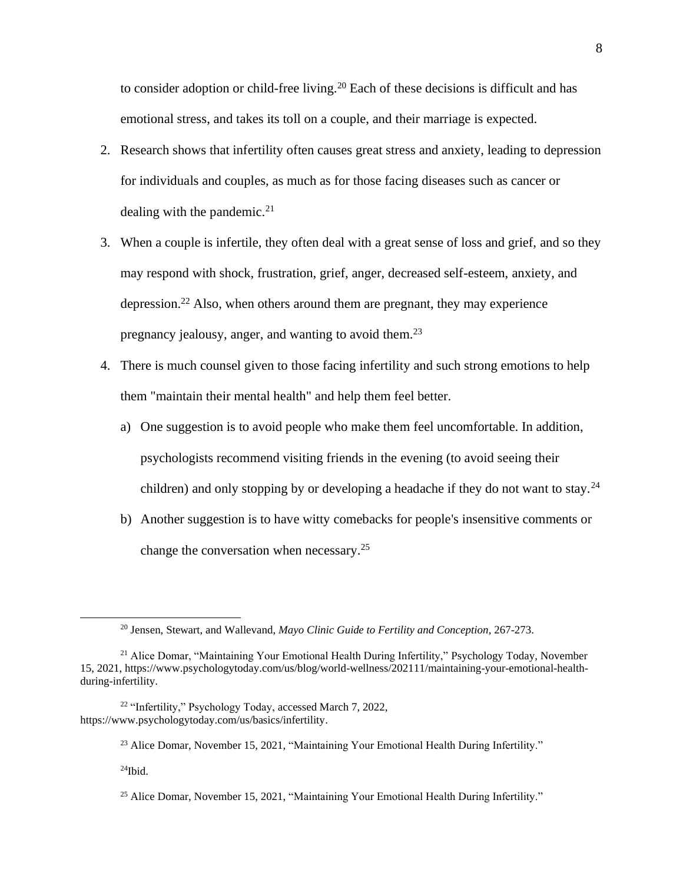to consider adoption or child-free living.[20] Each of these decisions is difficult and has emotional stress, and takes its toll on a couple, and their marriage is expected.

2. Research shows that infertility often causes great stress and anxiety, leading to depression for individuals and couples, as much as for those facing diseases such as cancer or dealing with the pandemic.[21]
3. When a couple is infertile, they often deal with a great sense of loss and grief, and so they may respond with shock, frustration, grief, anger, decreased self-esteem, anxiety, and depression.[22] Also, when others around them are pregnant, they may experience pregnancy jealousy, anger, and wanting to avoid them.[23]
4. There is much counsel given to those facing infertility and such strong emotions to help them "maintain their mental health" and help them feel better.
   a) One suggestion is to avoid people who make them feel uncomfortable. In addition, psychologists recommend visiting friends in the evening (to avoid seeing their children) and only stopping by or developing a headache if they do not want to stay.[24]
   b) Another suggestion is to have witty comebacks for people's insensitive comments or change the conversation when necessary.[25]

---

[20] Jensen, Stewart, and Wallevand, *Mayo Clinic Guide to Fertility and Conception*, 267-273.

[21] Alice Domar, "Maintaining Your Emotional Health During Infertility," Psychology Today, November 15, 2021, https://www.psychologytoday.com/us/blog/world-wellness/202111/maintaining-your-emotional-health-during-infertility.

[22] "Infertility," Psychology Today, accessed March 7, 2022, https://www.psychologytoday.com/us/basics/infertility.

[23] Alice Domar, November 15, 2021, "Maintaining Your Emotional Health During Infertility."

[24] Ibid.

[25] Alice Domar, November 15, 2021, "Maintaining Your Emotional Health During Infertility."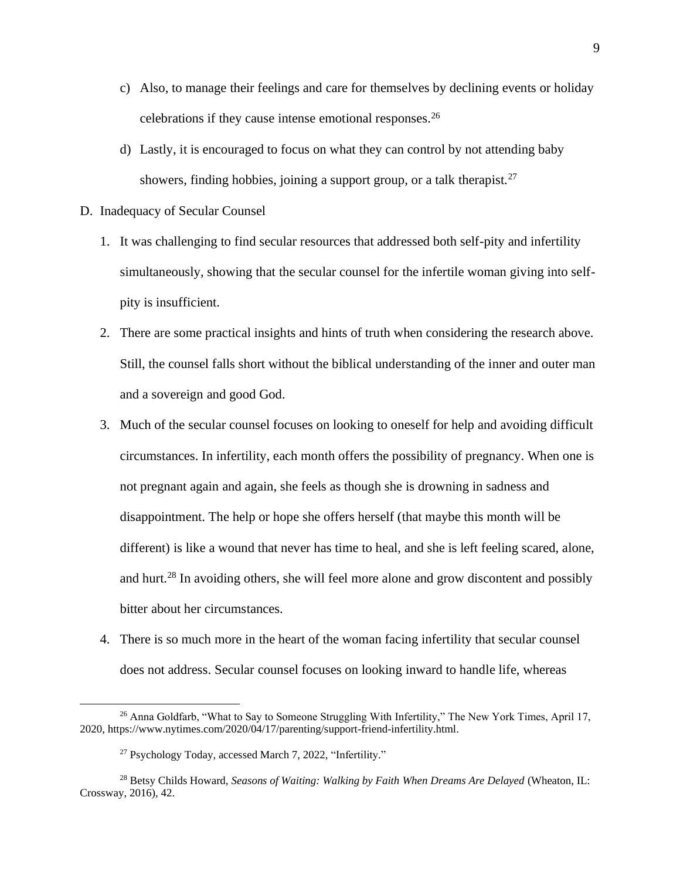c) Also, to manage their feelings and care for themselves by declining events or holiday celebrations if they cause intense emotional responses.[26]

d) Lastly, it is encouraged to focus on what they can control by not attending baby showers, finding hobbies, joining a support group, or a talk therapist.[27]

D. Inadequacy of Secular Counsel

1. It was challenging to find secular resources that addressed both self-pity and infertility simultaneously, showing that the secular counsel for the infertile woman giving into self-pity is insufficient.
2. There are some practical insights and hints of truth when considering the research above. Still, the counsel falls short without the biblical understanding of the inner and outer man and a sovereign and good God.
3. Much of the secular counsel focuses on looking to oneself for help and avoiding difficult circumstances. In infertility, each month offers the possibility of pregnancy. When one is not pregnant again and again, she feels as though she is drowning in sadness and disappointment. The help or hope she offers herself (that maybe this month will be different) is like a wound that never has time to heal, and she is left feeling scared, alone, and hurt.[28] In avoiding others, she will feel more alone and grow discontent and possibly bitter about her circumstances.
4. There is so much more in the heart of the woman facing infertility that secular counsel does not address. Secular counsel focuses on looking inward to handle life, whereas

---

[26] Anna Goldfarb, "What to Say to Someone Struggling With Infertility," The New York Times, April 17, 2020, https://www.nytimes.com/2020/04/17/parenting/support-friend-infertility.html.

[27] Psychology Today, accessed March 7, 2022, "Infertility."

[28] Betsy Childs Howard, *Seasons of Waiting: Walking by Faith When Dreams Are Delayed* (Wheaton, IL: Crossway, 2016), 42.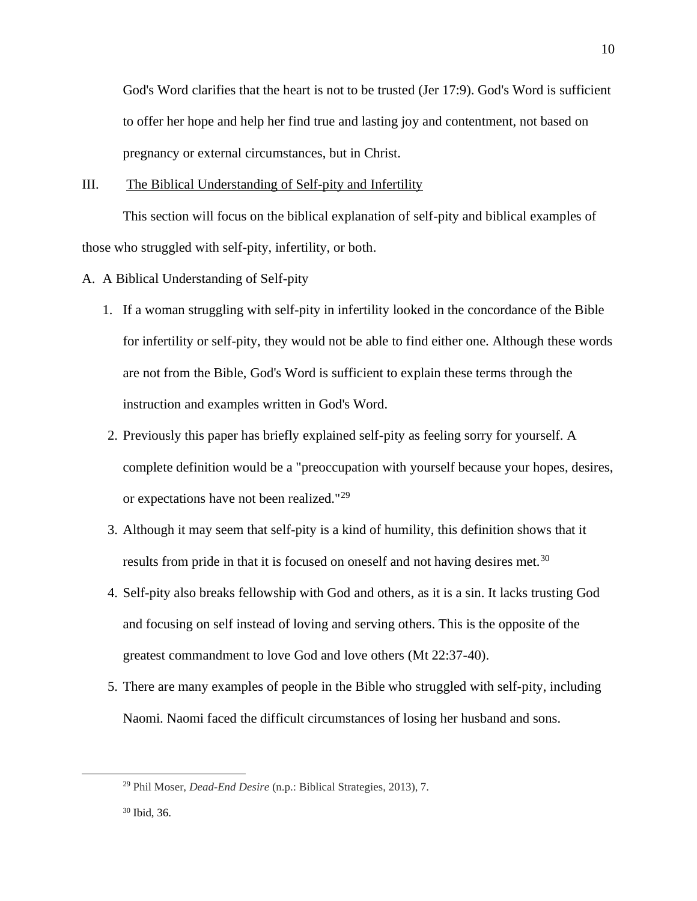God's Word clarifies that the heart is not to be trusted (Jer 17:9). God's Word is sufficient to offer her hope and help her find true and lasting joy and contentment, not based on pregnancy or external circumstances, but in Christ.

## III. The Biblical Understanding of Self-pity and Infertility

This section will focus on the biblical explanation of self-pity and biblical examples of those who struggled with self-pity, infertility, or both.

### A. A Biblical Understanding of Self-pity

1. If a woman struggling with self-pity in infertility looked in the concordance of the Bible for infertility or self-pity, they would not be able to find either one. Although these words are not from the Bible, God's Word is sufficient to explain these terms through the instruction and examples written in God's Word.
2. Previously this paper has briefly explained self-pity as feeling sorry for yourself. A complete definition would be a "preoccupation with yourself because your hopes, desires, or expectations have not been realized."[29]
3. Although it may seem that self-pity is a kind of humility, this definition shows that it results from pride in that it is focused on oneself and not having desires met.[30]
4. Self-pity also breaks fellowship with God and others, as it is a sin. It lacks trusting God and focusing on self instead of loving and serving others. This is the opposite of the greatest commandment to love God and love others (Mt 22:37-40).
5. There are many examples of people in the Bible who struggled with self-pity, including Naomi. Naomi faced the difficult circumstances of losing her husband and sons.

---

[29] Phil Moser, *Dead-End Desire* (n.p.: Biblical Strategies, 2013), 7.

[30] Ibid, 36.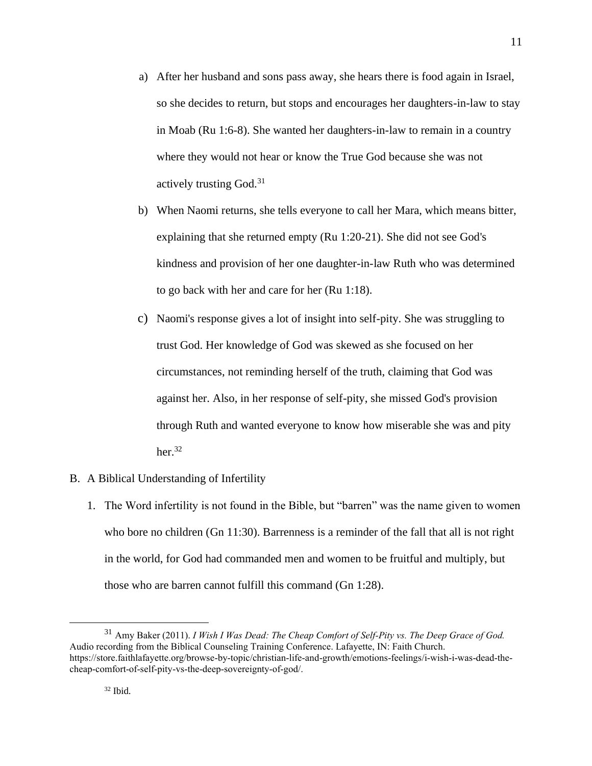a) After her husband and sons pass away, she hears there is food again in Israel, so she decides to return, but stops and encourages her daughters-in-law to stay in Moab (Ru 1:6-8). She wanted her daughters-in-law to remain in a country where they would not hear or know the True God because she was not actively trusting God.[31]

b) When Naomi returns, she tells everyone to call her Mara, which means bitter, explaining that she returned empty (Ru 1:20-21). She did not see God's kindness and provision of her one daughter-in-law Ruth who was determined to go back with her and care for her (Ru 1:18).

c) Naomi's response gives a lot of insight into self-pity. She was struggling to trust God. Her knowledge of God was skewed as she focused on her circumstances, not reminding herself of the truth, claiming that God was against her. Also, in her response of self-pity, she missed God's provision through Ruth and wanted everyone to know how miserable she was and pity her.[32]

B. A Biblical Understanding of Infertility

1. The Word infertility is not found in the Bible, but "barren" was the name given to women who bore no children (Gn 11:30). Barrenness is a reminder of the fall that all is not right in the world, for God had commanded men and women to be fruitful and multiply, but those who are barren cannot fulfill this command (Gn 1:28).

---

[31] Amy Baker (2011). *I Wish I Was Dead: The Cheap Comfort of Self-Pity vs. The Deep Grace of God.* Audio recording from the Biblical Counseling Training Conference. Lafayette, IN: Faith Church. https://store.faithlafayette.org/browse-by-topic/christian-life-and-growth/emotions-feelings/i-wish-i-was-dead-the-cheap-comfort-of-self-pity-vs-the-deep-sovereignty-of-god/.

[32] Ibid.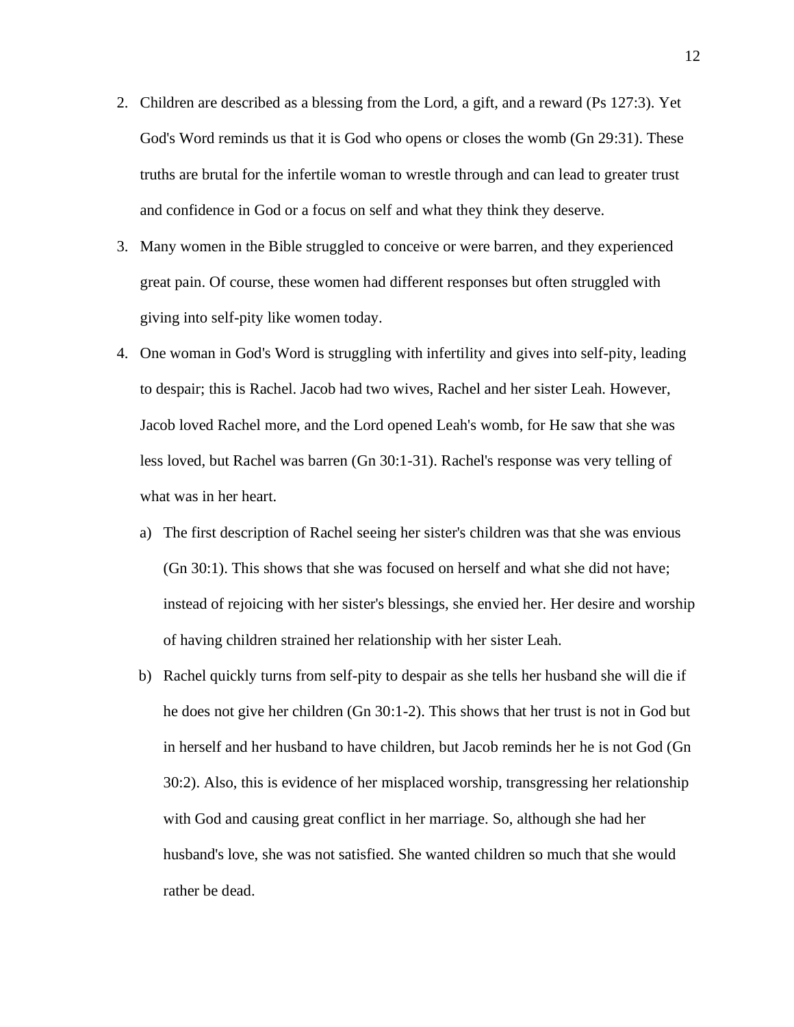2. Children are described as a blessing from the Lord, a gift, and a reward (Ps 127:3). Yet God's Word reminds us that it is God who opens or closes the womb (Gn 29:31). These truths are brutal for the infertile woman to wrestle through and can lead to greater trust and confidence in God or a focus on self and what they think they deserve.
3. Many women in the Bible struggled to conceive or were barren, and they experienced great pain. Of course, these women had different responses but often struggled with giving into self-pity like women today.
4. One woman in God's Word is struggling with infertility and gives into self-pity, leading to despair; this is Rachel. Jacob had two wives, Rachel and her sister Leah. However, Jacob loved Rachel more, and the Lord opened Leah's womb, for He saw that she was less loved, but Rachel was barren (Gn 30:1-31). Rachel's response was very telling of what was in her heart.
   a) The first description of Rachel seeing her sister's children was that she was envious (Gn 30:1). This shows that she was focused on herself and what she did not have; instead of rejoicing with her sister's blessings, she envied her. Her desire and worship of having children strained her relationship with her sister Leah.
   b) Rachel quickly turns from self-pity to despair as she tells her husband she will die if he does not give her children (Gn 30:1-2). This shows that her trust is not in God but in herself and her husband to have children, but Jacob reminds her he is not God (Gn 30:2). Also, this is evidence of her misplaced worship, transgressing her relationship with God and causing great conflict in her marriage. So, although she had her husband's love, she was not satisfied. She wanted children so much that she would rather be dead.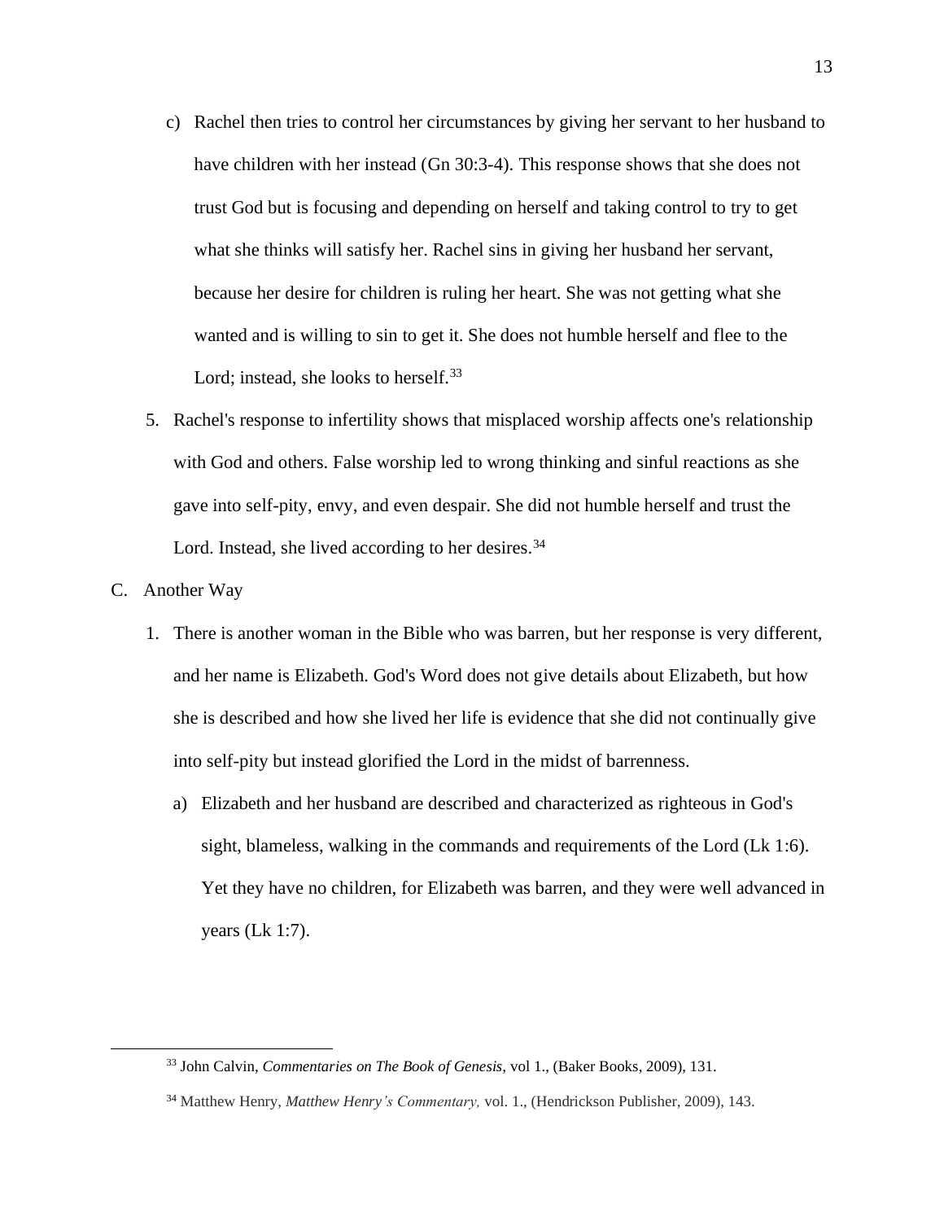c) Rachel then tries to control her circumstances by giving her servant to her husband to have children with her instead (Gn 30:3-4). This response shows that she does not trust God but is focusing and depending on herself and taking control to try to get what she thinks will satisfy her. Rachel sins in giving her husband her servant, because her desire for children is ruling her heart. She was not getting what she wanted and is willing to sin to get it. She does not humble herself and flee to the Lord; instead, she looks to herself.[33]

5. Rachel's response to infertility shows that misplaced worship affects one's relationship with God and others. False worship led to wrong thinking and sinful reactions as she gave into self-pity, envy, and even despair. She did not humble herself and trust the Lord. Instead, she lived according to her desires.[34]

C. Another Way

1. There is another woman in the Bible who was barren, but her response is very different, and her name is Elizabeth. God's Word does not give details about Elizabeth, but how she is described and how she lived her life is evidence that she did not continually give into self-pity but instead glorified the Lord in the midst of barrenness.

    a) Elizabeth and her husband are described and characterized as righteous in God's sight, blameless, walking in the commands and requirements of the Lord (Lk 1:6). Yet they have no children, for Elizabeth was barren, and they were well advanced in years (Lk 1:7).

---

[33] John Calvin, *Commentaries on The Book of Genesis*, vol 1., (Baker Books, 2009), 131.

[34] Matthew Henry, *Matthew Henry's Commentary,* vol. 1., (Hendrickson Publisher, 2009), 143.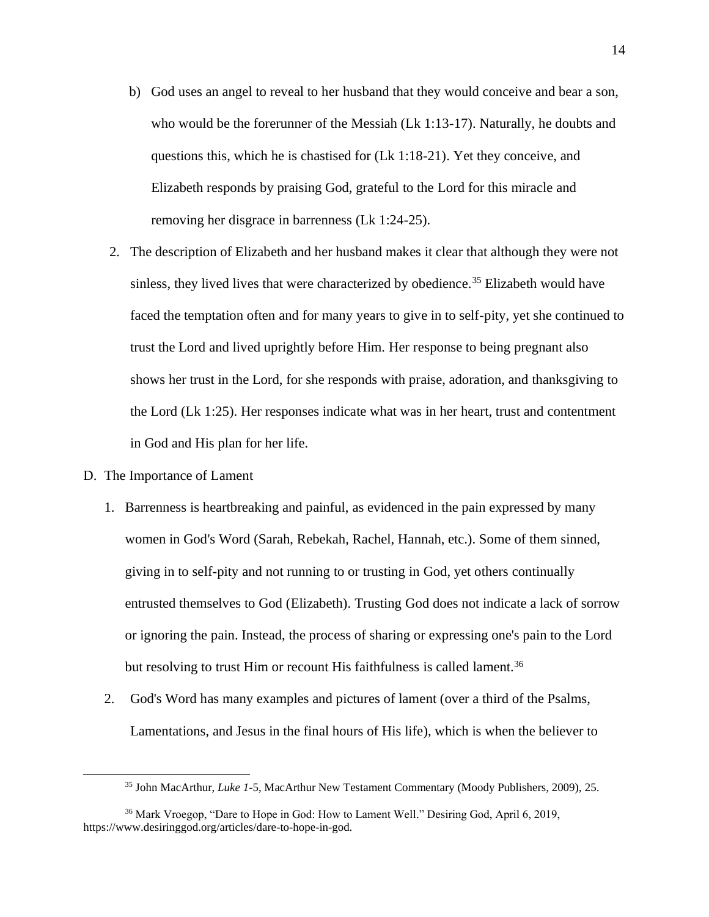b) God uses an angel to reveal to her husband that they would conceive and bear a son, who would be the forerunner of the Messiah (Lk 1:13-17). Naturally, he doubts and questions this, which he is chastised for (Lk 1:18-21). Yet they conceive, and Elizabeth responds by praising God, grateful to the Lord for this miracle and removing her disgrace in barrenness (Lk 1:24-25).

2. The description of Elizabeth and her husband makes it clear that although they were not sinless, they lived lives that were characterized by obedience.[35] Elizabeth would have faced the temptation often and for many years to give in to self-pity, yet she continued to trust the Lord and lived uprightly before Him. Her response to being pregnant also shows her trust in the Lord, for she responds with praise, adoration, and thanksgiving to the Lord (Lk 1:25). Her responses indicate what was in her heart, trust and contentment in God and His plan for her life.

D. The Importance of Lament

1. Barrenness is heartbreaking and painful, as evidenced in the pain expressed by many women in God's Word (Sarah, Rebekah, Rachel, Hannah, etc.). Some of them sinned, giving in to self-pity and not running to or trusting in God, yet others continually entrusted themselves to God (Elizabeth). Trusting God does not indicate a lack of sorrow or ignoring the pain. Instead, the process of sharing or expressing one's pain to the Lord but resolving to trust Him or recount His faithfulness is called lament.[36]

2. God's Word has many examples and pictures of lament (over a third of the Psalms, Lamentations, and Jesus in the final hours of His life), which is when the believer to

[35] John MacArthur, *Luke 1*-5, MacArthur New Testament Commentary (Moody Publishers, 2009), 25.

[36] Mark Vroegop, "Dare to Hope in God: How to Lament Well." Desiring God, April 6, 2019, https://www.desiringgod.org/articles/dare-to-hope-in-god.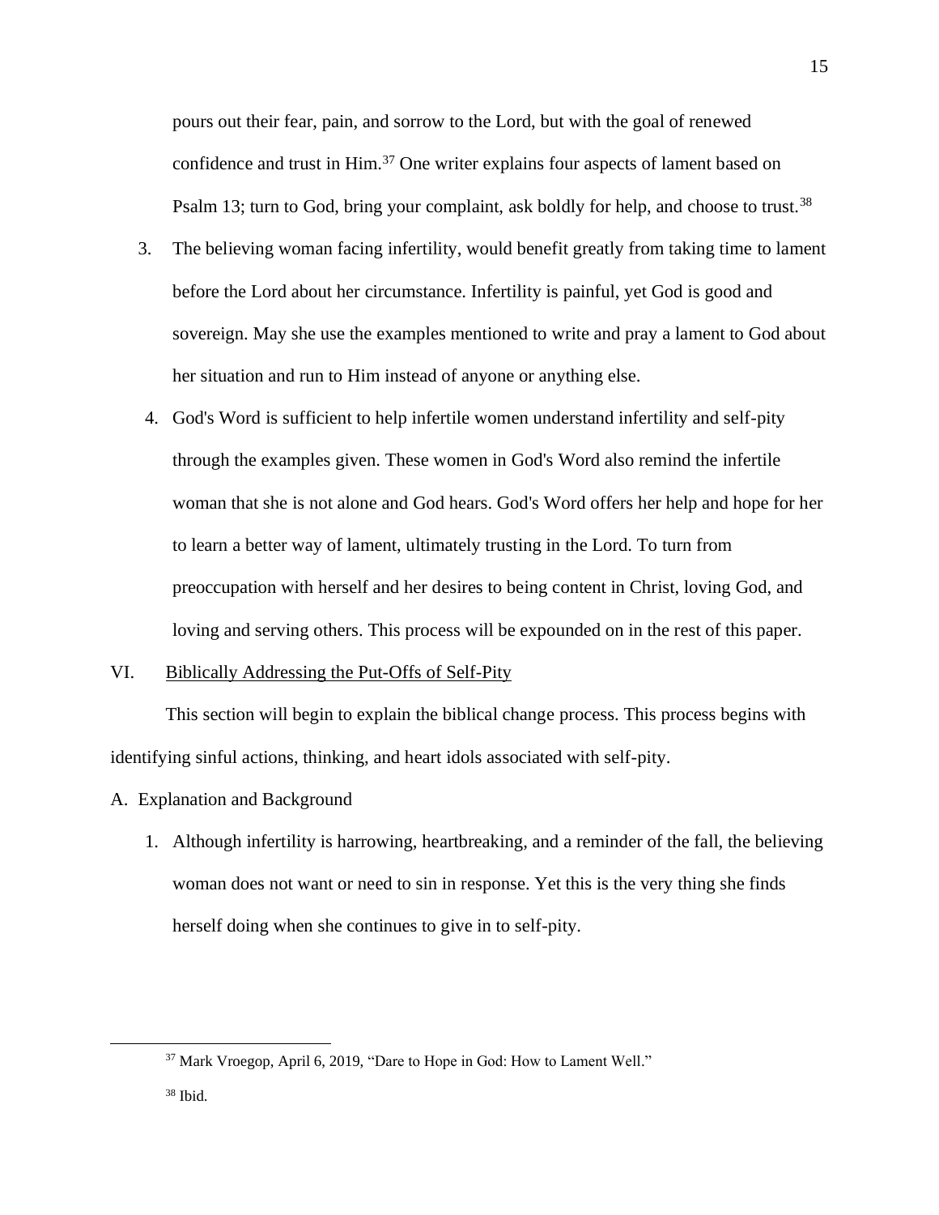pours out their fear, pain, and sorrow to the Lord, but with the goal of renewed confidence and trust in Him.[37] One writer explains four aspects of lament based on Psalm 13; turn to God, bring your complaint, ask boldly for help, and choose to trust.[38]

3. The believing woman facing infertility, would benefit greatly from taking time to lament before the Lord about her circumstance. Infertility is painful, yet God is good and sovereign. May she use the examples mentioned to write and pray a lament to God about her situation and run to Him instead of anyone or anything else.

4. God's Word is sufficient to help infertile women understand infertility and self-pity through the examples given. These women in God's Word also remind the infertile woman that she is not alone and God hears. God's Word offers her help and hope for her to learn a better way of lament, ultimately trusting in the Lord. To turn from preoccupation with herself and her desires to being content in Christ, loving God, and loving and serving others. This process will be expounded on in the rest of this paper.

## VI. Biblically Addressing the Put-Offs of Self-Pity

This section will begin to explain the biblical change process. This process begins with identifying sinful actions, thinking, and heart idols associated with self-pity.

### A. Explanation and Background

1. Although infertility is harrowing, heartbreaking, and a reminder of the fall, the believing woman does not want or need to sin in response. Yet this is the very thing she finds herself doing when she continues to give in to self-pity.

---

[37] Mark Vroegop, April 6, 2019, "Dare to Hope in God: How to Lament Well."

[38] Ibid.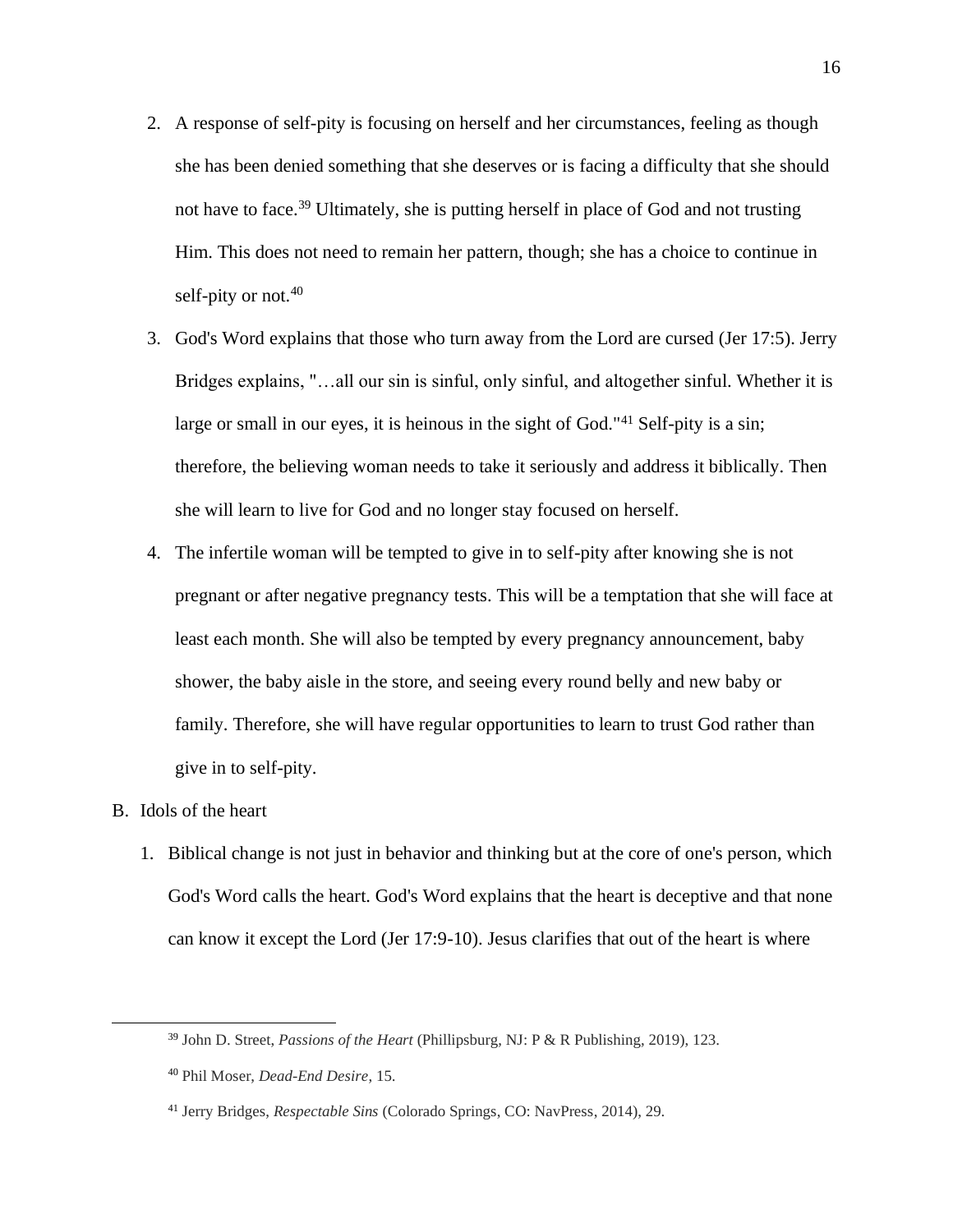2. A response of self-pity is focusing on herself and her circumstances, feeling as though she has been denied something that she deserves or is facing a difficulty that she should not have to face.[39] Ultimately, she is putting herself in place of God and not trusting Him. This does not need to remain her pattern, though; she has a choice to continue in self-pity or not.[40]

3. God's Word explains that those who turn away from the Lord are cursed (Jer 17:5). Jerry Bridges explains, "…all our sin is sinful, only sinful, and altogether sinful. Whether it is large or small in our eyes, it is heinous in the sight of God."[41] Self-pity is a sin; therefore, the believing woman needs to take it seriously and address it biblically. Then she will learn to live for God and no longer stay focused on herself.

4. The infertile woman will be tempted to give in to self-pity after knowing she is not pregnant or after negative pregnancy tests. This will be a temptation that she will face at least each month. She will also be tempted by every pregnancy announcement, baby shower, the baby aisle in the store, and seeing every round belly and new baby or family. Therefore, she will have regular opportunities to learn to trust God rather than give in to self-pity.

B. Idols of the heart

1. Biblical change is not just in behavior and thinking but at the core of one's person, which God's Word calls the heart. God's Word explains that the heart is deceptive and that none can know it except the Lord (Jer 17:9-10). Jesus clarifies that out of the heart is where

---

[39] John D. Street, *Passions of the Heart* (Phillipsburg, NJ: P & R Publishing, 2019), 123.

[40] Phil Moser, *Dead-End Desire*, 15.

[41] Jerry Bridges, *Respectable Sins* (Colorado Springs, CO: NavPress, 2014), 29.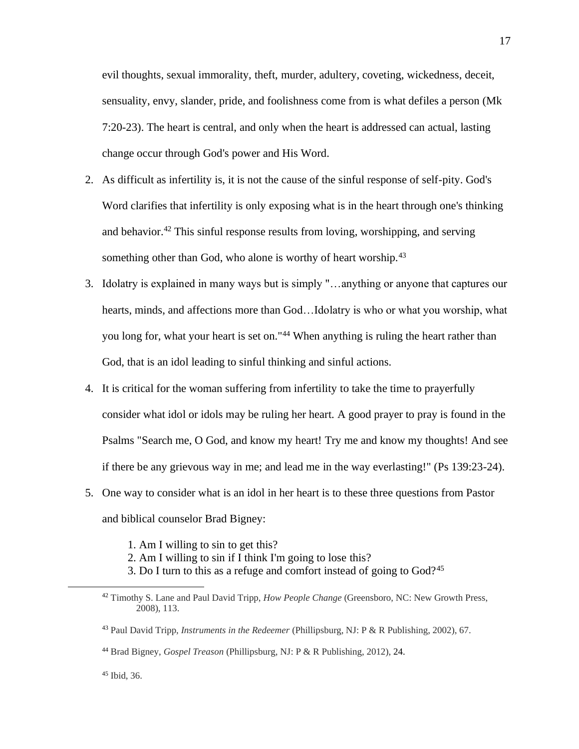evil thoughts, sexual immorality, theft, murder, adultery, coveting, wickedness, deceit, sensuality, envy, slander, pride, and foolishness come from is what defiles a person (Mk 7:20-23). The heart is central, and only when the heart is addressed can actual, lasting change occur through God's power and His Word.

2. As difficult as infertility is, it is not the cause of the sinful response of self-pity. God's Word clarifies that infertility is only exposing what is in the heart through one's thinking and behavior.[42] This sinful response results from loving, worshipping, and serving something other than God, who alone is worthy of heart worship.[43]

3. Idolatry is explained in many ways but is simply "…anything or anyone that captures our hearts, minds, and affections more than God…Idolatry is who or what you worship, what you long for, what your heart is set on."[44] When anything is ruling the heart rather than God, that is an idol leading to sinful thinking and sinful actions.

4. It is critical for the woman suffering from infertility to take the time to prayerfully consider what idol or idols may be ruling her heart. A good prayer to pray is found in the Psalms "Search me, O God, and know my heart! Try me and know my thoughts! And see if there be any grievous way in me; and lead me in the way everlasting!" (Ps 139:23-24).

5. One way to consider what is an idol in her heart is to these three questions from Pastor and biblical counselor Brad Bigney:

    1. Am I willing to sin to get this?
    2. Am I willing to sin if I think I'm going to lose this?
    3. Do I turn to this as a refuge and comfort instead of going to God?[45]

---

[42] Timothy S. Lane and Paul David Tripp, *How People Change* (Greensboro, NC: New Growth Press, 2008), 113.

[43] Paul David Tripp, *Instruments in the Redeemer* (Phillipsburg, NJ: P & R Publishing, 2002), 67.

[44] Brad Bigney, *Gospel Treason* (Phillipsburg, NJ: P & R Publishing, 2012), 24.

[45] Ibid, 36.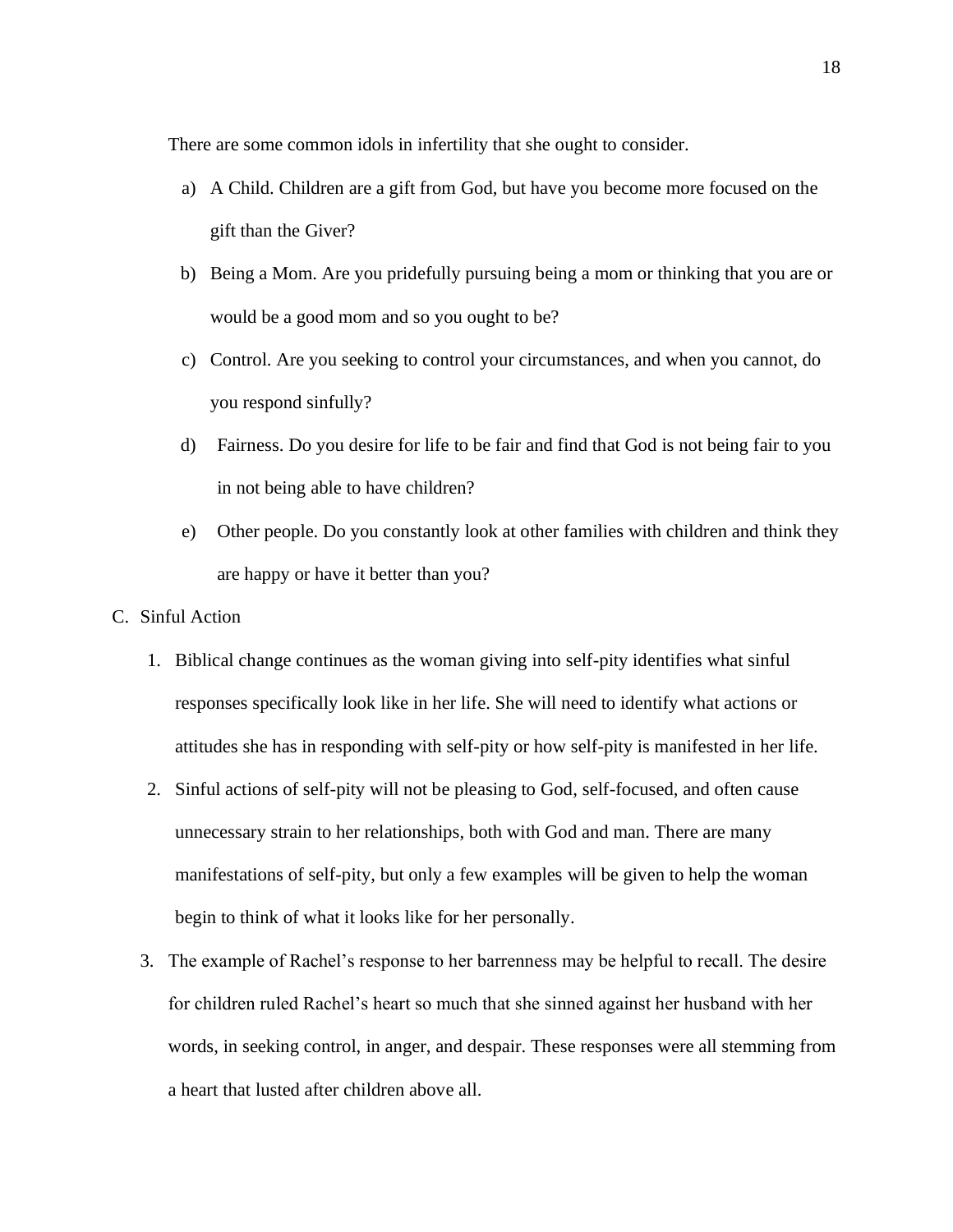There are some common idols in infertility that she ought to consider.

a) A Child. Children are a gift from God, but have you become more focused on the gift than the Giver?

b) Being a Mom. Are you pridefully pursuing being a mom or thinking that you are or would be a good mom and so you ought to be?

c) Control. Are you seeking to control your circumstances, and when you cannot, do you respond sinfully?

d) Fairness. Do you desire for life to be fair and find that God is not being fair to you in not being able to have children?

e) Other people. Do you constantly look at other families with children and think they are happy or have it better than you?

C. Sinful Action

1. Biblical change continues as the woman giving into self-pity identifies what sinful responses specifically look like in her life. She will need to identify what actions or attitudes she has in responding with self-pity or how self-pity is manifested in her life.

2. Sinful actions of self-pity will not be pleasing to God, self-focused, and often cause unnecessary strain to her relationships, both with God and man. There are many manifestations of self-pity, but only a few examples will be given to help the woman begin to think of what it looks like for her personally.

3. The example of Rachel's response to her barrenness may be helpful to recall. The desire for children ruled Rachel's heart so much that she sinned against her husband with her words, in seeking control, in anger, and despair. These responses were all stemming from a heart that lusted after children above all.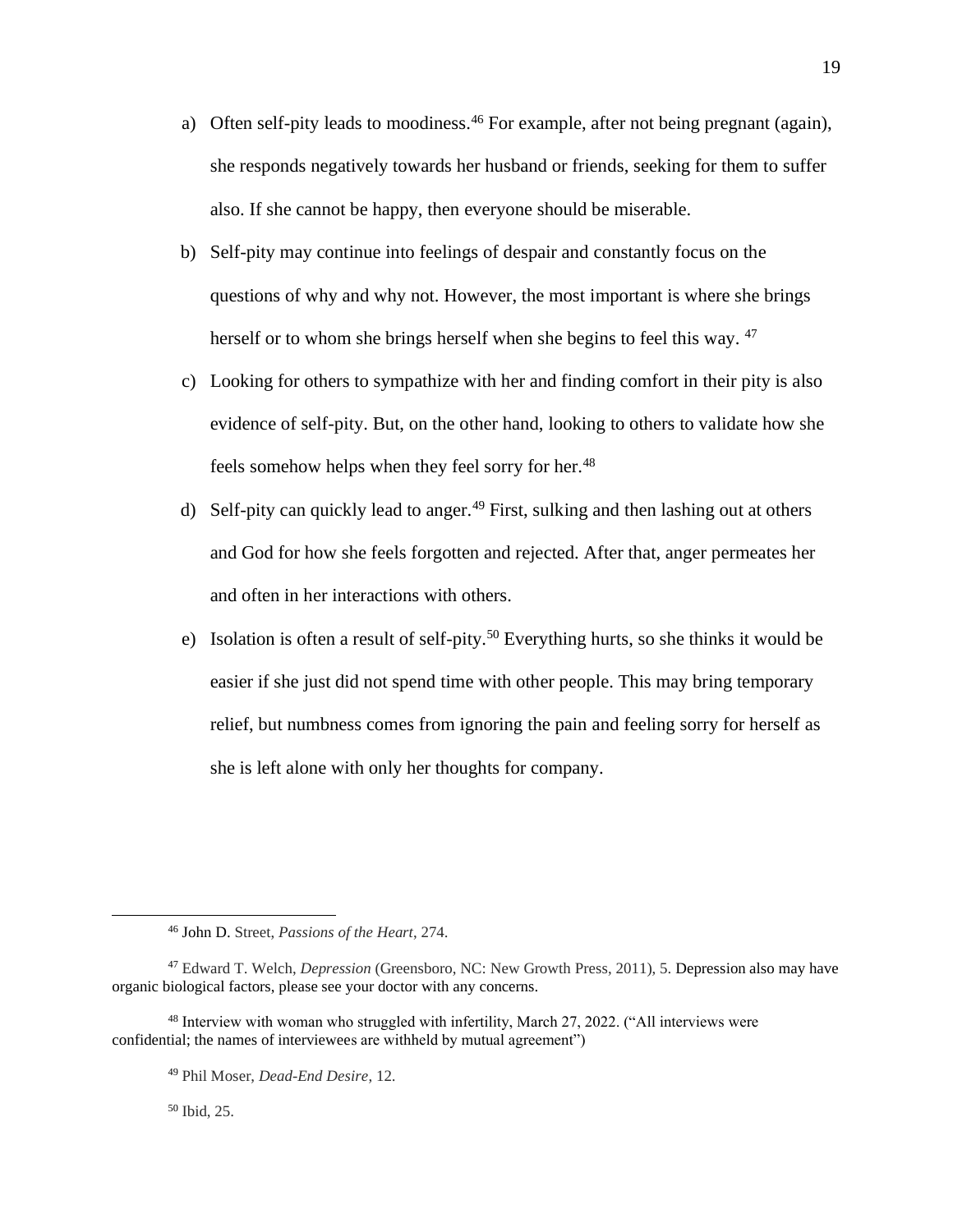a) Often self-pity leads to moodiness.[46] For example, after not being pregnant (again), she responds negatively towards her husband or friends, seeking for them to suffer also. If she cannot be happy, then everyone should be miserable.

b) Self-pity may continue into feelings of despair and constantly focus on the questions of why and why not. However, the most important is where she brings herself or to whom she brings herself when she begins to feel this way. [47]

c) Looking for others to sympathize with her and finding comfort in their pity is also evidence of self-pity. But, on the other hand, looking to others to validate how she feels somehow helps when they feel sorry for her.[48]

d) Self-pity can quickly lead to anger.[49] First, sulking and then lashing out at others and God for how she feels forgotten and rejected. After that, anger permeates her and often in her interactions with others.

e) Isolation is often a result of self-pity.[50] Everything hurts, so she thinks it would be easier if she just did not spend time with other people. This may bring temporary relief, but numbness comes from ignoring the pain and feeling sorry for herself as she is left alone with only her thoughts for company.

---

[46] John D. Street, *Passions of the Heart*, 274.

[47] Edward T. Welch, *Depression* (Greensboro, NC: New Growth Press, 2011), 5. Depression also may have organic biological factors, please see your doctor with any concerns.

[48] Interview with woman who struggled with infertility, March 27, 2022. ("All interviews were confidential; the names of interviewees are withheld by mutual agreement")

[49] Phil Moser, *Dead-End Desire*, 12.

[50] Ibid, 25.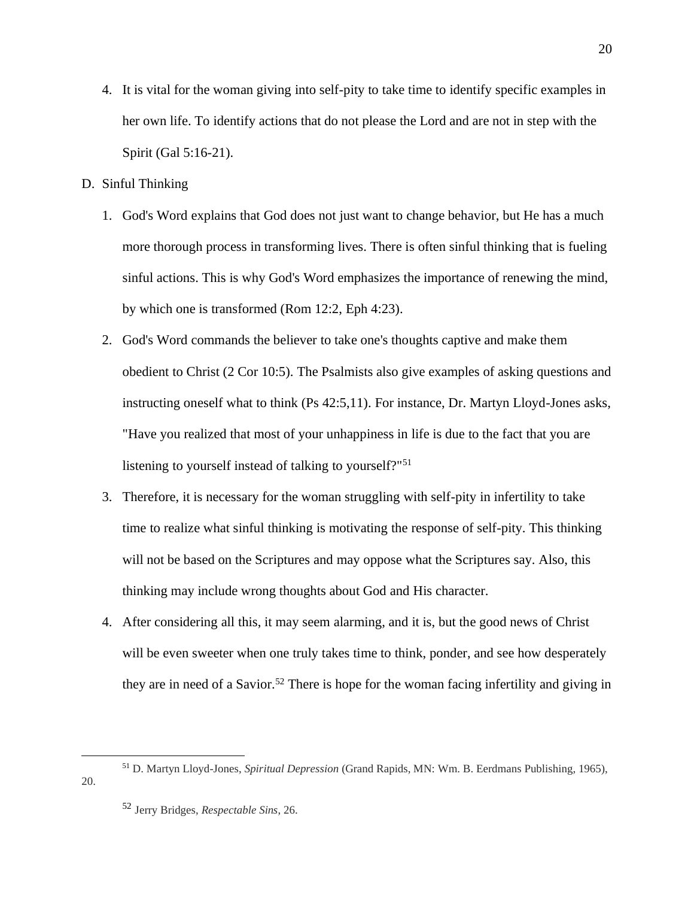4. It is vital for the woman giving into self-pity to take time to identify specific examples in her own life. To identify actions that do not please the Lord and are not in step with the Spirit (Gal 5:16-21).

D. Sinful Thinking

1. God's Word explains that God does not just want to change behavior, but He has a much more thorough process in transforming lives. There is often sinful thinking that is fueling sinful actions. This is why God's Word emphasizes the importance of renewing the mind, by which one is transformed (Rom 12:2, Eph 4:23).
2. God's Word commands the believer to take one's thoughts captive and make them obedient to Christ (2 Cor 10:5). The Psalmists also give examples of asking questions and instructing oneself what to think (Ps 42:5,11). For instance, Dr. Martyn Lloyd-Jones asks, "Have you realized that most of your unhappiness in life is due to the fact that you are listening to yourself instead of talking to yourself?"[51]
3. Therefore, it is necessary for the woman struggling with self-pity in infertility to take time to realize what sinful thinking is motivating the response of self-pity. This thinking will not be based on the Scriptures and may oppose what the Scriptures say. Also, this thinking may include wrong thoughts about God and His character.
4. After considering all this, it may seem alarming, and it is, but the good news of Christ will be even sweeter when one truly takes time to think, ponder, and see how desperately they are in need of a Savior.[52] There is hope for the woman facing infertility and giving in

---

[51] D. Martyn Lloyd-Jones, *Spiritual Depression* (Grand Rapids, MN: Wm. B. Eerdmans Publishing, 1965), 20.

[52] Jerry Bridges, *Respectable Sins*, 26.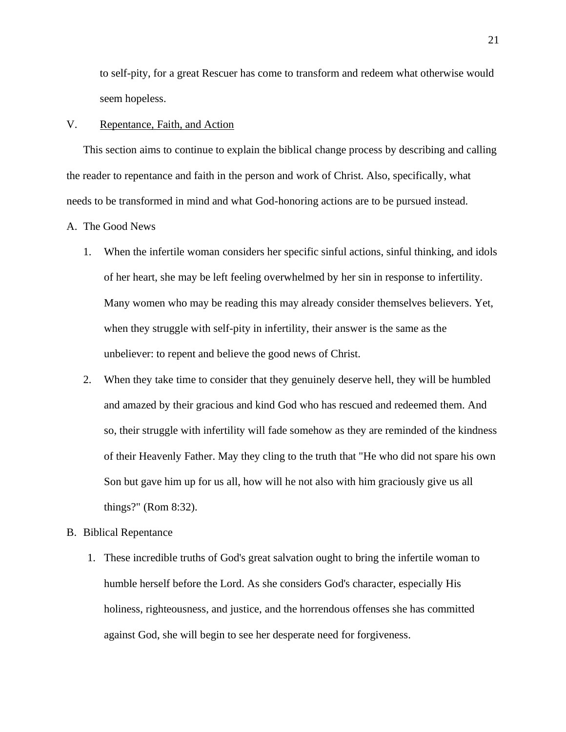to self-pity, for a great Rescuer has come to transform and redeem what otherwise would seem hopeless.

V. <u>Repentance, Faith, and Action</u>

This section aims to continue to explain the biblical change process by describing and calling the reader to repentance and faith in the person and work of Christ. Also, specifically, what needs to be transformed in mind and what God-honoring actions are to be pursued instead.

A. The Good News

1. When the infertile woman considers her specific sinful actions, sinful thinking, and idols of her heart, she may be left feeling overwhelmed by her sin in response to infertility. Many women who may be reading this may already consider themselves believers. Yet, when they struggle with self-pity in infertility, their answer is the same as the unbeliever: to repent and believe the good news of Christ.

2. When they take time to consider that they genuinely deserve hell, they will be humbled and amazed by their gracious and kind God who has rescued and redeemed them. And so, their struggle with infertility will fade somehow as they are reminded of the kindness of their Heavenly Father. May they cling to the truth that "He who did not spare his own Son but gave him up for us all, how will he not also with him graciously give us all things?" (Rom 8:32).

B. Biblical Repentance

1. These incredible truths of God's great salvation ought to bring the infertile woman to humble herself before the Lord. As she considers God's character, especially His holiness, righteousness, and justice, and the horrendous offenses she has committed against God, she will begin to see her desperate need for forgiveness.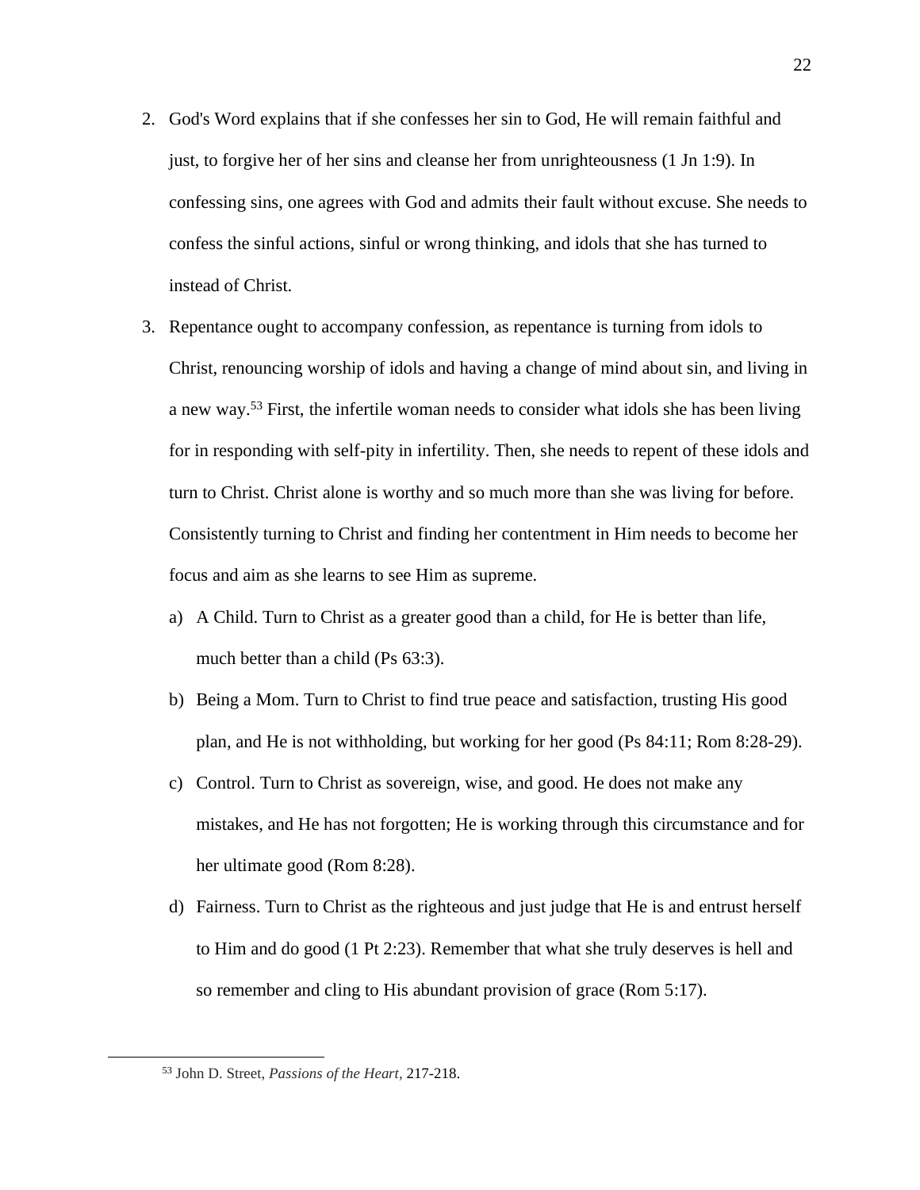2. God's Word explains that if she confesses her sin to God, He will remain faithful and just, to forgive her of her sins and cleanse her from unrighteousness (1 Jn 1:9). In confessing sins, one agrees with God and admits their fault without excuse. She needs to confess the sinful actions, sinful or wrong thinking, and idols that she has turned to instead of Christ.

3. Repentance ought to accompany confession, as repentance is turning from idols to Christ, renouncing worship of idols and having a change of mind about sin, and living in a new way.[53] First, the infertile woman needs to consider what idols she has been living for in responding with self-pity in infertility. Then, she needs to repent of these idols and turn to Christ. Christ alone is worthy and so much more than she was living for before. Consistently turning to Christ and finding her contentment in Him needs to become her focus and aim as she learns to see Him as supreme.

   a) A Child. Turn to Christ as a greater good than a child, for He is better than life, much better than a child (Ps 63:3).

   b) Being a Mom. Turn to Christ to find true peace and satisfaction, trusting His good plan, and He is not withholding, but working for her good (Ps 84:11; Rom 8:28-29).

   c) Control. Turn to Christ as sovereign, wise, and good. He does not make any mistakes, and He has not forgotten; He is working through this circumstance and for her ultimate good (Rom 8:28).

   d) Fairness. Turn to Christ as the righteous and just judge that He is and entrust herself to Him and do good (1 Pt 2:23). Remember that what she truly deserves is hell and so remember and cling to His abundant provision of grace (Rom 5:17).

---

[53] John D. Street, *Passions of the Heart*, 217-218.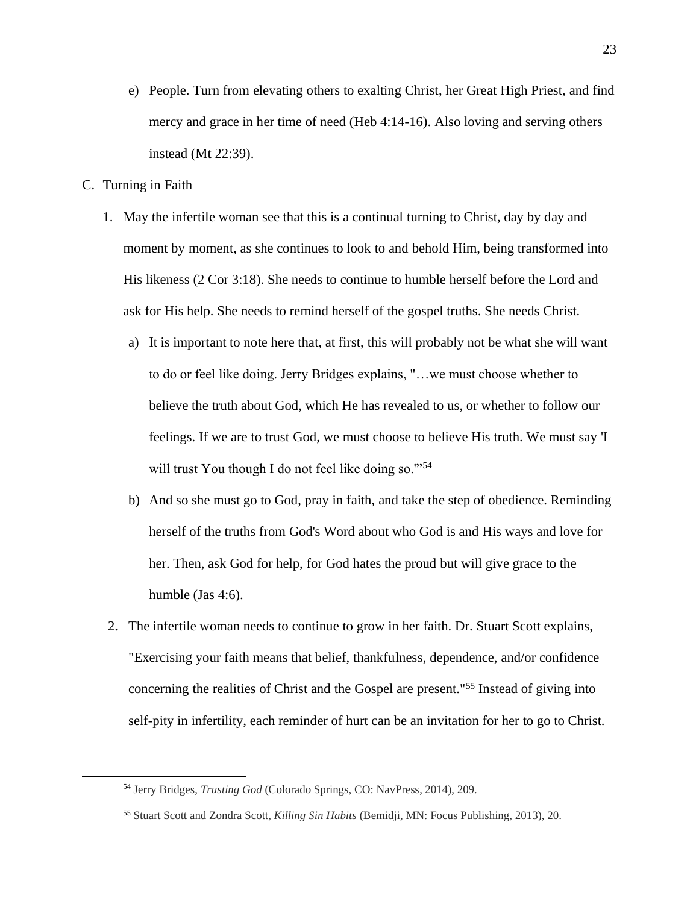e) People. Turn from elevating others to exalting Christ, her Great High Priest, and find mercy and grace in her time of need (Heb 4:14-16). Also loving and serving others instead (Mt 22:39).

C. Turning in Faith

1. May the infertile woman see that this is a continual turning to Christ, day by day and moment by moment, as she continues to look to and behold Him, being transformed into His likeness (2 Cor 3:18). She needs to continue to humble herself before the Lord and ask for His help. She needs to remind herself of the gospel truths. She needs Christ.

   a) It is important to note here that, at first, this will probably not be what she will want to do or feel like doing. Jerry Bridges explains, "…we must choose whether to believe the truth about God, which He has revealed to us, or whether to follow our feelings. If we are to trust God, we must choose to believe His truth. We must say 'I will trust You though I do not feel like doing so.'"[54]

   b) And so she must go to God, pray in faith, and take the step of obedience. Reminding herself of the truths from God's Word about who God is and His ways and love for her. Then, ask God for help, for God hates the proud but will give grace to the humble (Jas 4:6).

2. The infertile woman needs to continue to grow in her faith. Dr. Stuart Scott explains, "Exercising your faith means that belief, thankfulness, dependence, and/or confidence concerning the realities of Christ and the Gospel are present."[55] Instead of giving into self-pity in infertility, each reminder of hurt can be an invitation for her to go to Christ.

---

[54] Jerry Bridges, *Trusting God* (Colorado Springs, CO: NavPress, 2014), 209.

[55] Stuart Scott and Zondra Scott, *Killing Sin Habits* (Bemidji, MN: Focus Publishing, 2013), 20.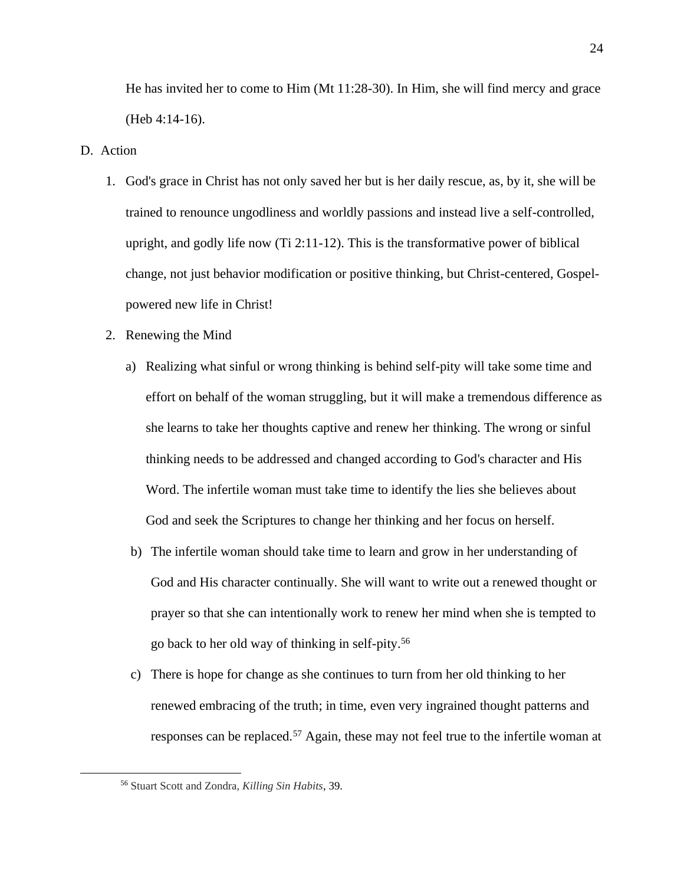He has invited her to come to Him (Mt 11:28-30). In Him, she will find mercy and grace (Heb 4:14-16).

D. Action

1. God's grace in Christ has not only saved her but is her daily rescue, as, by it, she will be trained to renounce ungodliness and worldly passions and instead live a self-controlled, upright, and godly life now (Ti 2:11-12). This is the transformative power of biblical change, not just behavior modification or positive thinking, but Christ-centered, Gospel-powered new life in Christ!

2. Renewing the Mind

   a) Realizing what sinful or wrong thinking is behind self-pity will take some time and effort on behalf of the woman struggling, but it will make a tremendous difference as she learns to take her thoughts captive and renew her thinking. The wrong or sinful thinking needs to be addressed and changed according to God's character and His Word. The infertile woman must take time to identify the lies she believes about God and seek the Scriptures to change her thinking and her focus on herself.

   b) The infertile woman should take time to learn and grow in her understanding of God and His character continually. She will want to write out a renewed thought or prayer so that she can intentionally work to renew her mind when she is tempted to go back to her old way of thinking in self-pity.[56]

   c) There is hope for change as she continues to turn from her old thinking to her renewed embracing of the truth; in time, even very ingrained thought patterns and responses can be replaced.[57] Again, these may not feel true to the infertile woman at

[56] Stuart Scott and Zondra, *Killing Sin Habits*, 39.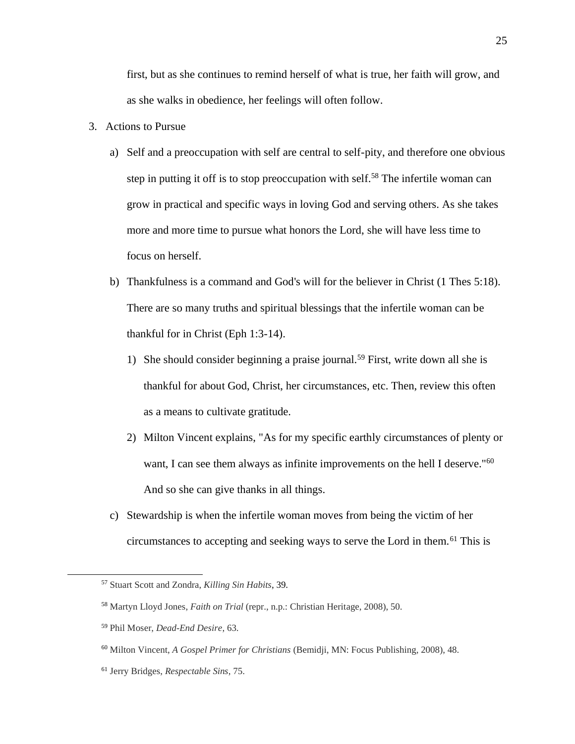first, but as she continues to remind herself of what is true, her faith will grow, and as she walks in obedience, her feelings will often follow.

3. Actions to Pursue

   a) Self and a preoccupation with self are central to self-pity, and therefore one obvious step in putting it off is to stop preoccupation with self.[58] The infertile woman can grow in practical and specific ways in loving God and serving others. As she takes more and more time to pursue what honors the Lord, she will have less time to focus on herself.

   b) Thankfulness is a command and God's will for the believer in Christ (1 Thes 5:18). There are so many truths and spiritual blessings that the infertile woman can be thankful for in Christ (Eph 1:3-14).

      1) She should consider beginning a praise journal.[59] First, write down all she is thankful for about God, Christ, her circumstances, etc. Then, review this often as a means to cultivate gratitude.

      2) Milton Vincent explains, "As for my specific earthly circumstances of plenty or want, I can see them always as infinite improvements on the hell I deserve."[60] And so she can give thanks in all things.

   c) Stewardship is when the infertile woman moves from being the victim of her circumstances to accepting and seeking ways to serve the Lord in them.[61] This is

---

[57] Stuart Scott and Zondra, *Killing Sin Habits*, 39.

[58] Martyn Lloyd Jones, *Faith on Trial* (repr., n.p.: Christian Heritage, 2008), 50.

[59] Phil Moser, *Dead-End Desire*, 63.

[60] Milton Vincent, *A Gospel Primer for Christians* (Bemidji, MN: Focus Publishing, 2008), 48.

[61] Jerry Bridges, *Respectable Sins*, 75.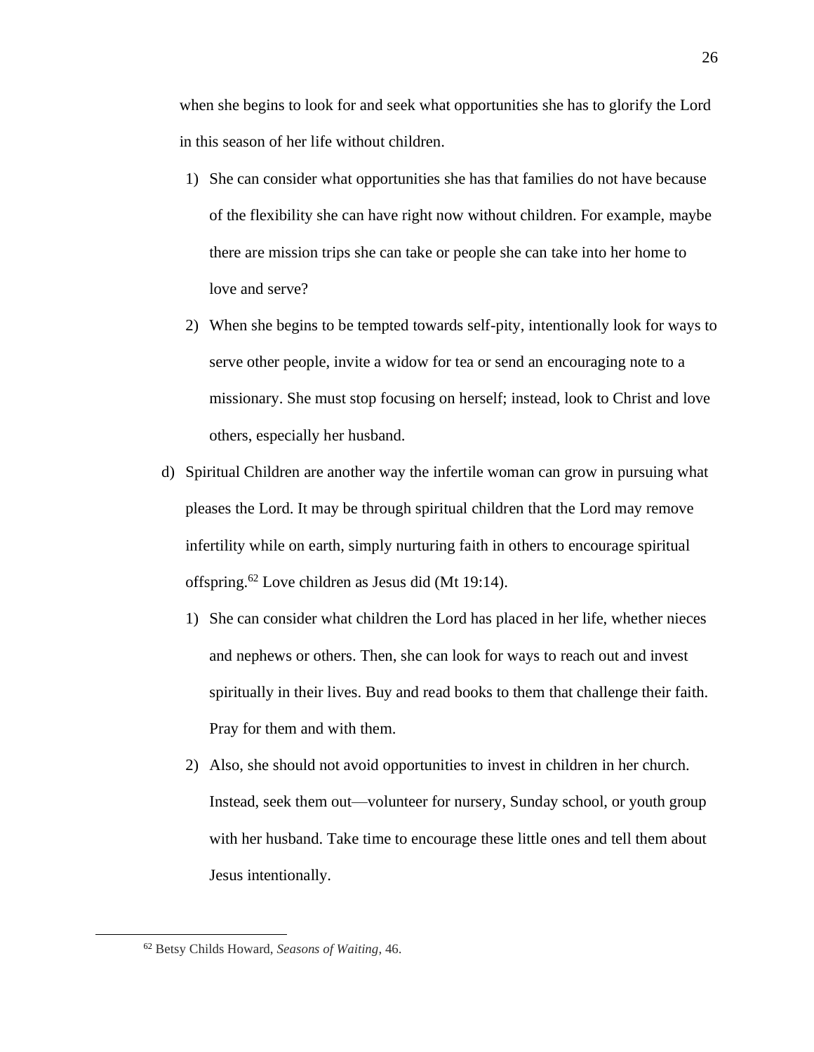when she begins to look for and seek what opportunities she has to glorify the Lord in this season of her life without children.

1) She can consider what opportunities she has that families do not have because of the flexibility she can have right now without children. For example, maybe there are mission trips she can take or people she can take into her home to love and serve?
2) When she begins to be tempted towards self-pity, intentionally look for ways to serve other people, invite a widow for tea or send an encouraging note to a missionary. She must stop focusing on herself; instead, look to Christ and love others, especially her husband.

d) Spiritual Children are another way the infertile woman can grow in pursuing what pleases the Lord. It may be through spiritual children that the Lord may remove infertility while on earth, simply nurturing faith in others to encourage spiritual offspring.[62] Love children as Jesus did (Mt 19:14).

1) She can consider what children the Lord has placed in her life, whether nieces and nephews or others. Then, she can look for ways to reach out and invest spiritually in their lives. Buy and read books to them that challenge their faith. Pray for them and with them.
2) Also, she should not avoid opportunities to invest in children in her church. Instead, seek them out—volunteer for nursery, Sunday school, or youth group with her husband. Take time to encourage these little ones and tell them about Jesus intentionally.

---

[62] Betsy Childs Howard, *Seasons of Waiting*, 46.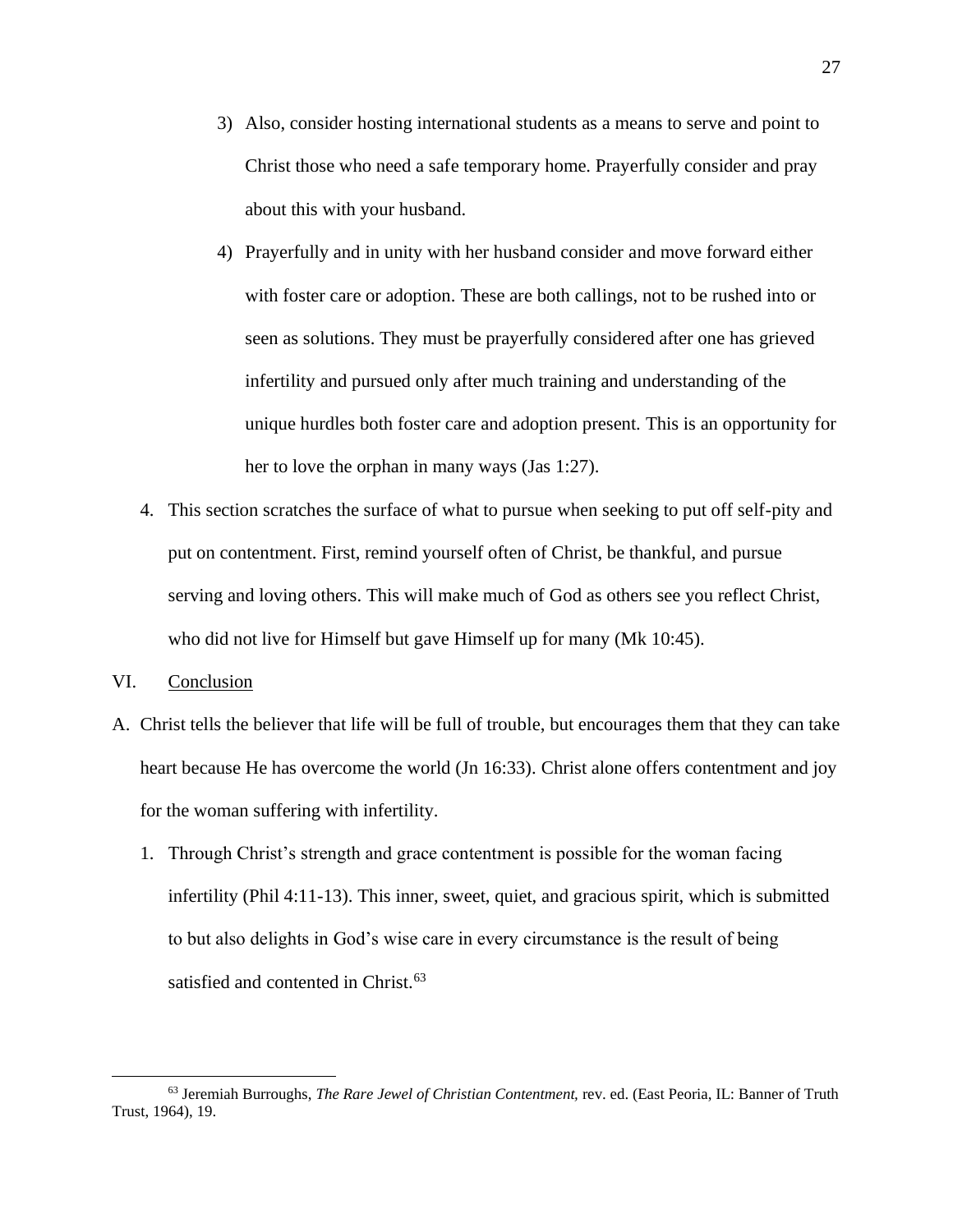3) Also, consider hosting international students as a means to serve and point to Christ those who need a safe temporary home. Prayerfully consider and pray about this with your husband.

4) Prayerfully and in unity with her husband consider and move forward either with foster care or adoption. These are both callings, not to be rushed into or seen as solutions. They must be prayerfully considered after one has grieved infertility and pursued only after much training and understanding of the unique hurdles both foster care and adoption present. This is an opportunity for her to love the orphan in many ways (Jas 1:27).

4. This section scratches the surface of what to pursue when seeking to put off self-pity and put on contentment. First, remind yourself often of Christ, be thankful, and pursue serving and loving others. This will make much of God as others see you reflect Christ, who did not live for Himself but gave Himself up for many (Mk 10:45).

VI. <u>Conclusion</u>

A. Christ tells the believer that life will be full of trouble, but encourages them that they can take heart because He has overcome the world (Jn 16:33). Christ alone offers contentment and joy for the woman suffering with infertility.

1. Through Christ's strength and grace contentment is possible for the woman facing infertility (Phil 4:11-13). This inner, sweet, quiet, and gracious spirit, which is submitted to but also delights in God's wise care in every circumstance is the result of being satisfied and contented in Christ.[63]

---

[63] Jeremiah Burroughs, *The Rare Jewel of Christian Contentment,* rev. ed. (East Peoria, IL: Banner of Truth Trust, 1964), 19.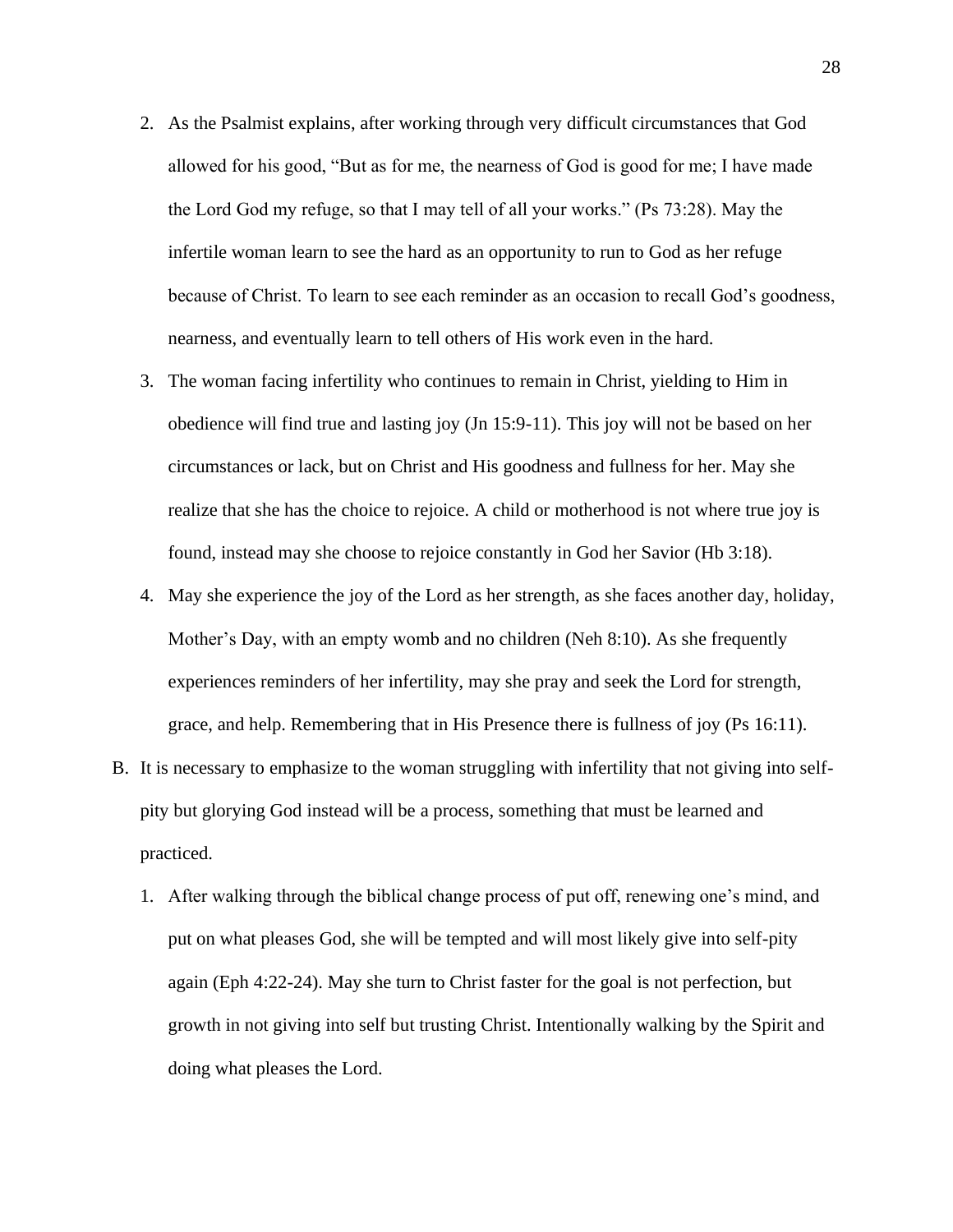2. As the Psalmist explains, after working through very difficult circumstances that God allowed for his good, "But as for me, the nearness of God is good for me; I have made the Lord God my refuge, so that I may tell of all your works." (Ps 73:28). May the infertile woman learn to see the hard as an opportunity to run to God as her refuge because of Christ. To learn to see each reminder as an occasion to recall God's goodness, nearness, and eventually learn to tell others of His work even in the hard.

3. The woman facing infertility who continues to remain in Christ, yielding to Him in obedience will find true and lasting joy (Jn 15:9-11). This joy will not be based on her circumstances or lack, but on Christ and His goodness and fullness for her. May she realize that she has the choice to rejoice. A child or motherhood is not where true joy is found, instead may she choose to rejoice constantly in God her Savior (Hb 3:18).

4. May she experience the joy of the Lord as her strength, as she faces another day, holiday, Mother's Day, with an empty womb and no children (Neh 8:10). As she frequently experiences reminders of her infertility, may she pray and seek the Lord for strength, grace, and help. Remembering that in His Presence there is fullness of joy (Ps 16:11).

B. It is necessary to emphasize to the woman struggling with infertility that not giving into self-pity but glorying God instead will be a process, something that must be learned and practiced.

1. After walking through the biblical change process of put off, renewing one's mind, and put on what pleases God, she will be tempted and will most likely give into self-pity again (Eph 4:22-24). May she turn to Christ faster for the goal is not perfection, but growth in not giving into self but trusting Christ. Intentionally walking by the Spirit and doing what pleases the Lord.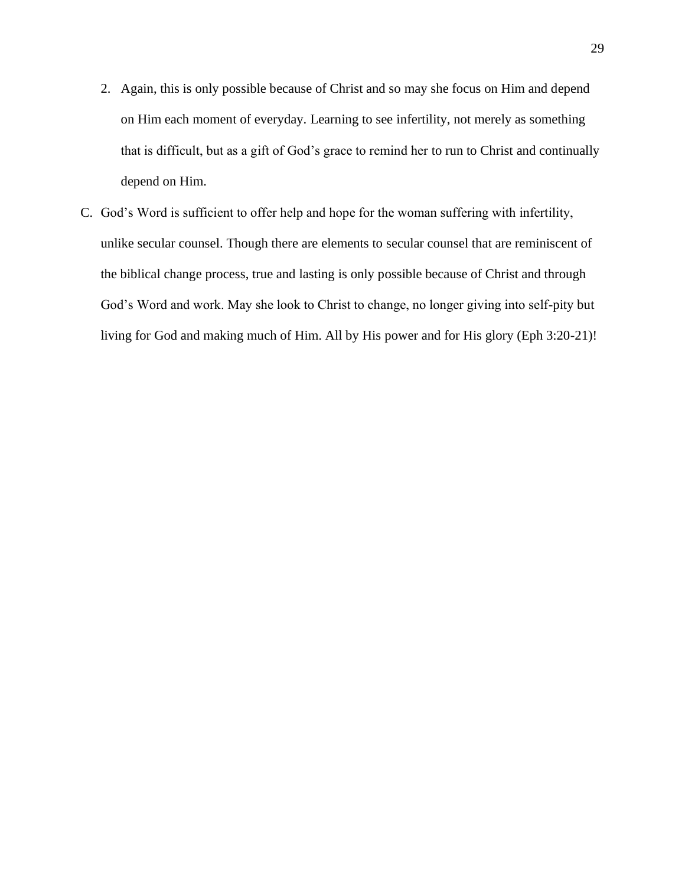2. Again, this is only possible because of Christ and so may she focus on Him and depend on Him each moment of everyday. Learning to see infertility, not merely as something that is difficult, but as a gift of God's grace to remind her to run to Christ and continually depend on Him.

C. God's Word is sufficient to offer help and hope for the woman suffering with infertility, unlike secular counsel. Though there are elements to secular counsel that are reminiscent of the biblical change process, true and lasting is only possible because of Christ and through God's Word and work. May she look to Christ to change, no longer giving into self-pity but living for God and making much of Him. All by His power and for His glory (Eph 3:20-21)!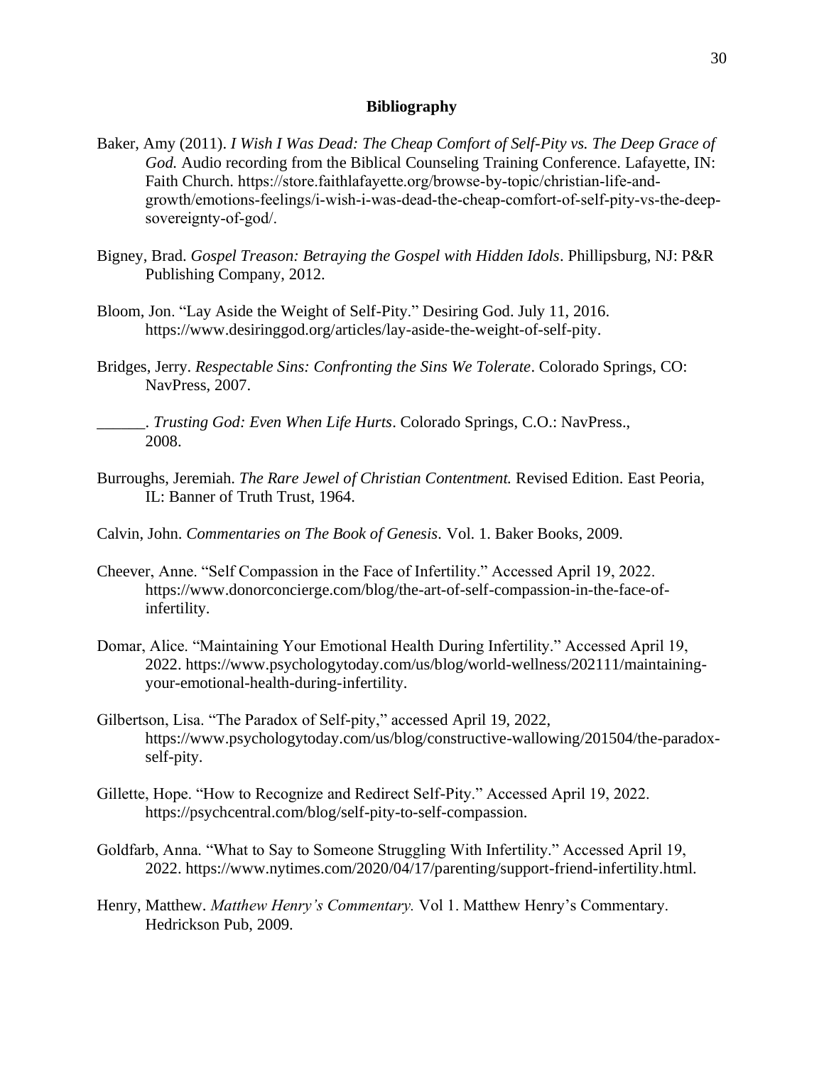## Bibliography

Baker, Amy (2011). *I Wish I Was Dead: The Cheap Comfort of Self-Pity vs. The Deep Grace of God.* Audio recording from the Biblical Counseling Training Conference. Lafayette, IN: Faith Church. https://store.faithlafayette.org/browse-by-topic/christian-life-and-growth/emotions-feelings/i-wish-i-was-dead-the-cheap-comfort-of-self-pity-vs-the-deep-sovereignty-of-god/.

Bigney, Brad. *Gospel Treason: Betraying the Gospel with Hidden Idols*. Phillipsburg, NJ: P&R Publishing Company, 2012.

Bloom, Jon. "Lay Aside the Weight of Self-Pity." Desiring God. July 11, 2016. https://www.desiringgod.org/articles/lay-aside-the-weight-of-self-pity.

Bridges, Jerry. *Respectable Sins: Confronting the Sins We Tolerate*. Colorado Springs, CO: NavPress, 2007.

______. *Trusting God: Even When Life Hurts*. Colorado Springs, C.O.: NavPress., 2008.

Burroughs, Jeremiah. *The Rare Jewel of Christian Contentment.* Revised Edition. East Peoria, IL: Banner of Truth Trust, 1964.

Calvin, John. *Commentaries on The Book of Genesis*. Vol. 1. Baker Books, 2009.

Cheever, Anne. "Self Compassion in the Face of Infertility." Accessed April 19, 2022. https://www.donorconcierge.com/blog/the-art-of-self-compassion-in-the-face-of-infertility.

Domar, Alice. "Maintaining Your Emotional Health During Infertility." Accessed April 19, 2022. https://www.psychologytoday.com/us/blog/world-wellness/202111/maintaining-your-emotional-health-during-infertility.

Gilbertson, Lisa. "The Paradox of Self-pity," accessed April 19, 2022, https://www.psychologytoday.com/us/blog/constructive-wallowing/201504/the-paradox-self-pity.

Gillette, Hope. "How to Recognize and Redirect Self-Pity." Accessed April 19, 2022. https://psychcentral.com/blog/self-pity-to-self-compassion.

Goldfarb, Anna. "What to Say to Someone Struggling With Infertility." Accessed April 19, 2022. https://www.nytimes.com/2020/04/17/parenting/support-friend-infertility.html.

Henry, Matthew. *Matthew Henry's Commentary.* Vol 1. Matthew Henry's Commentary. Hedrickson Pub, 2009.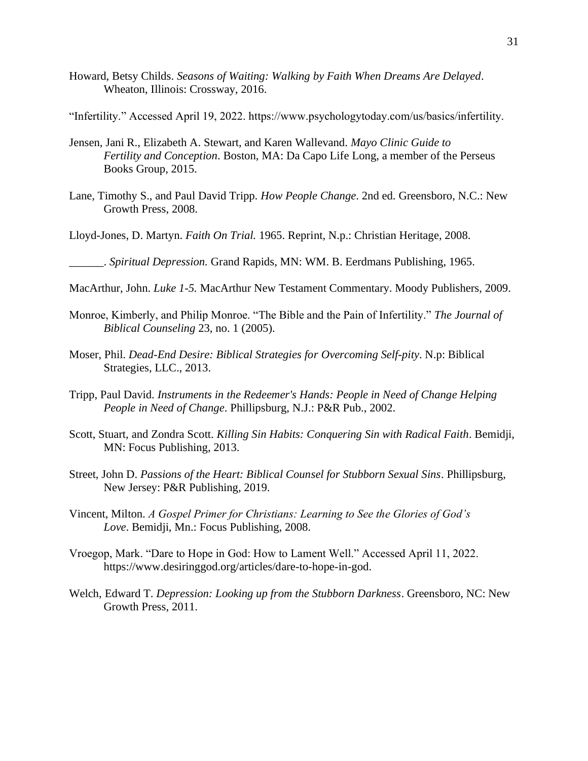Howard, Betsy Childs. *Seasons of Waiting: Walking by Faith When Dreams Are Delayed*. Wheaton, Illinois: Crossway, 2016.

"Infertility." Accessed April 19, 2022. https://www.psychologytoday.com/us/basics/infertility.

Jensen, Jani R., Elizabeth A. Stewart, and Karen Wallevand. *Mayo Clinic Guide to Fertility and Conception*. Boston, MA: Da Capo Life Long, a member of the Perseus Books Group, 2015.

Lane, Timothy S., and Paul David Tripp. *How People Change*. 2nd ed. Greensboro, N.C.: New Growth Press, 2008.

Lloyd-Jones, D. Martyn. *Faith On Trial.* 1965. Reprint, N.p.: Christian Heritage, 2008.

______. *Spiritual Depression.* Grand Rapids, MN: WM. B. Eerdmans Publishing, 1965.

MacArthur, John. *Luke 1-5.* MacArthur New Testament Commentary. Moody Publishers, 2009.

Monroe, Kimberly, and Philip Monroe. "The Bible and the Pain of Infertility." *The Journal of Biblical Counseling* 23, no. 1 (2005).

Moser, Phil. *Dead-End Desire: Biblical Strategies for Overcoming Self-pity*. N.p: Biblical Strategies, LLC., 2013.

Tripp, Paul David. *Instruments in the Redeemer's Hands: People in Need of Change Helping People in Need of Change*. Phillipsburg, N.J.: P&R Pub., 2002.

Scott, Stuart, and Zondra Scott. *Killing Sin Habits: Conquering Sin with Radical Faith*. Bemidji, MN: Focus Publishing, 2013.

Street, John D. *Passions of the Heart: Biblical Counsel for Stubborn Sexual Sins*. Phillipsburg, New Jersey: P&R Publishing, 2019.

Vincent, Milton. *A Gospel Primer for Christians: Learning to See the Glories of God's Love*. Bemidji, Mn.: Focus Publishing, 2008.

Vroegop, Mark. "Dare to Hope in God: How to Lament Well." Accessed April 11, 2022. https://www.desiringgod.org/articles/dare-to-hope-in-god.

Welch, Edward T. *Depression: Looking up from the Stubborn Darkness*. Greensboro, NC: New Growth Press, 2011.